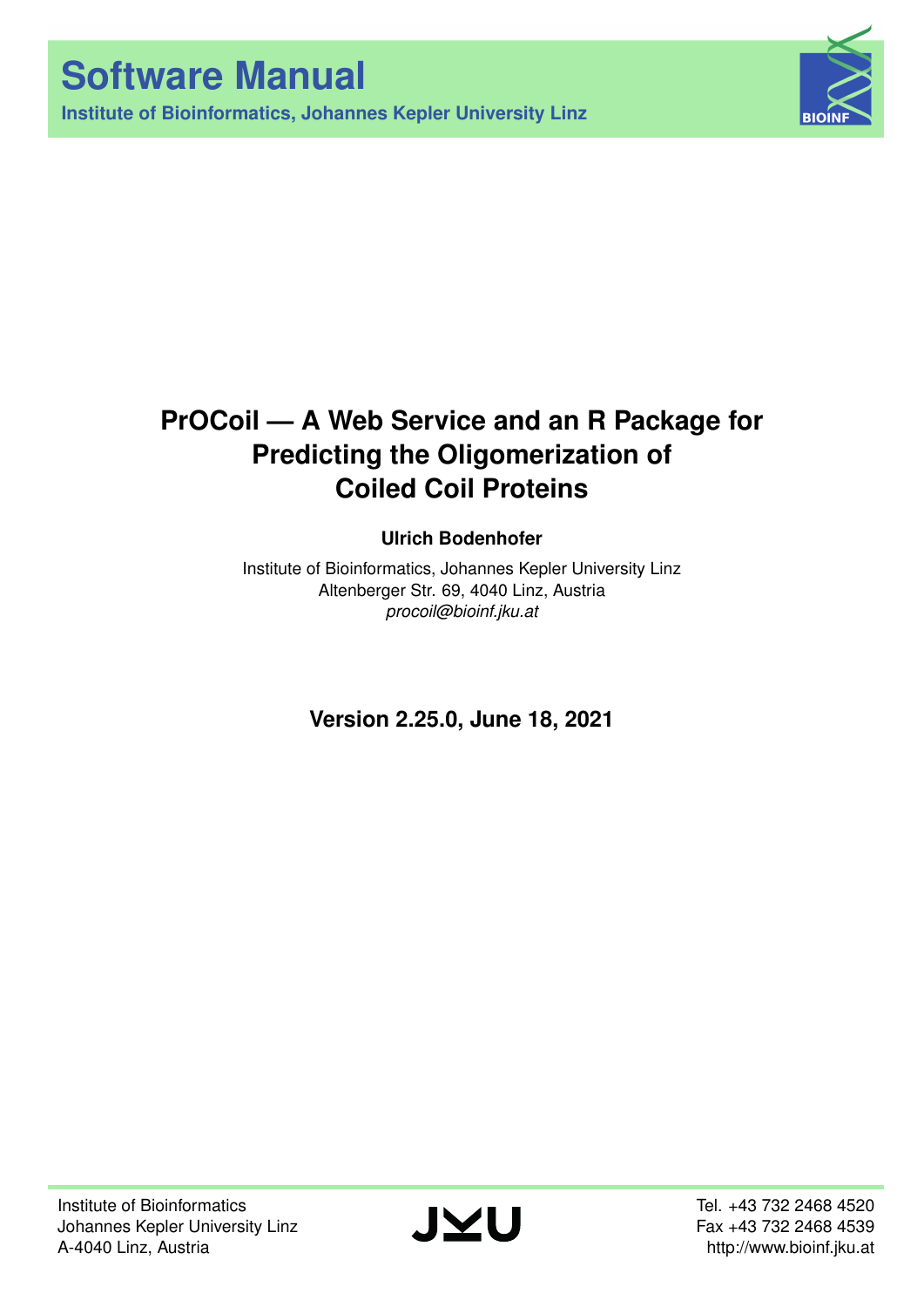# Software Manual

**Institute of Bioinformatics, Johannes Kepler University Linz**

# PrOCoil — A Web Service and an R Package for Predicting the Oligomerization of Coiled Coil Proteins

**Ulrich Bodenhofer**

Institute of Bioinformatics, Johannes Kepler University Linz
Altenberger Str. 69, 4040 Linz, Austria
*procoil@bioinf.jku.at*

**Version 2.25.0, June 18, 2021**

Institute of Bioinformatics
Johannes Kepler University Linz
A-4040 Linz, Austria

Tel. +43 732 2468 4520
Fax +43 732 2468 4539
http://www.bioinf.jku.at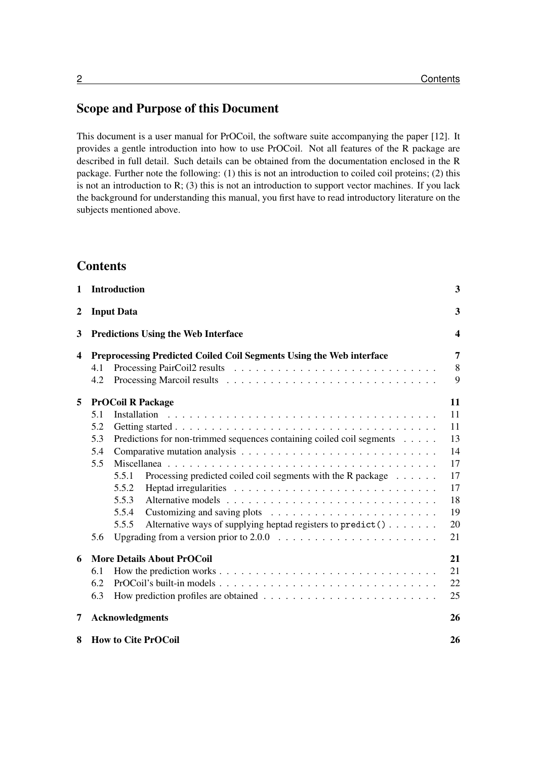## Scope and Purpose of this Document

This document is a user manual for PrOCoil, the software suite accompanying the paper [12]. It provides a gentle introduction into how to use PrOCoil. Not all features of the R package are described in full detail. Such details can be obtained from the documentation enclosed in the R package. Further note the following: (1) this is not an introduction to coiled coil proteins; (2) this is not an introduction to R; (3) this is not an introduction to support vector machines. If you lack the background for understanding this manual, you first have to read introductory literature on the subjects mentioned above.

## Contents

| | | |
|---|---|---|
| **1** | **Introduction** | **3** |
| **2** | **Input Data** | **3** |
| **3** | **Predictions Using the Web Interface** | **4** |
| **4** | **Preprocessing Predicted Coiled Coil Segments Using the Web interface** | **7** |
| | 4.1 Processing PairCoil2 results | 8 |
| | 4.2 Processing Marcoil results | 9 |
| **5** | **PrOCoil R Package** | **11** |
| | 5.1 Installation | 11 |
| | 5.2 Getting started | 11 |
| | 5.3 Predictions for non-trimmed sequences containing coiled coil segments | 13 |
| | 5.4 Comparative mutation analysis | 14 |
| | 5.5 Miscellanea | 17 |
| | 5.5.1 Processing predicted coiled coil segments with the R package | 17 |
| | 5.5.2 Heptad irregularities | 17 |
| | 5.5.3 Alternative models | 18 |
| | 5.5.4 Customizing and saving plots | 19 |
| | 5.5.5 Alternative ways of supplying heptad registers to `predict()` | 20 |
| | 5.6 Upgrading from a version prior to 2.0.0 | 21 |
| **6** | **More Details About PrOCoil** | **21** |
| | 6.1 How the prediction works | 21 |
| | 6.2 PrOCoil's built-in models | 22 |
| | 6.3 How prediction profiles are obtained | 25 |
| **7** | **Acknowledgments** | **26** |
| **8** | **How to Cite PrOCoil** | **26** |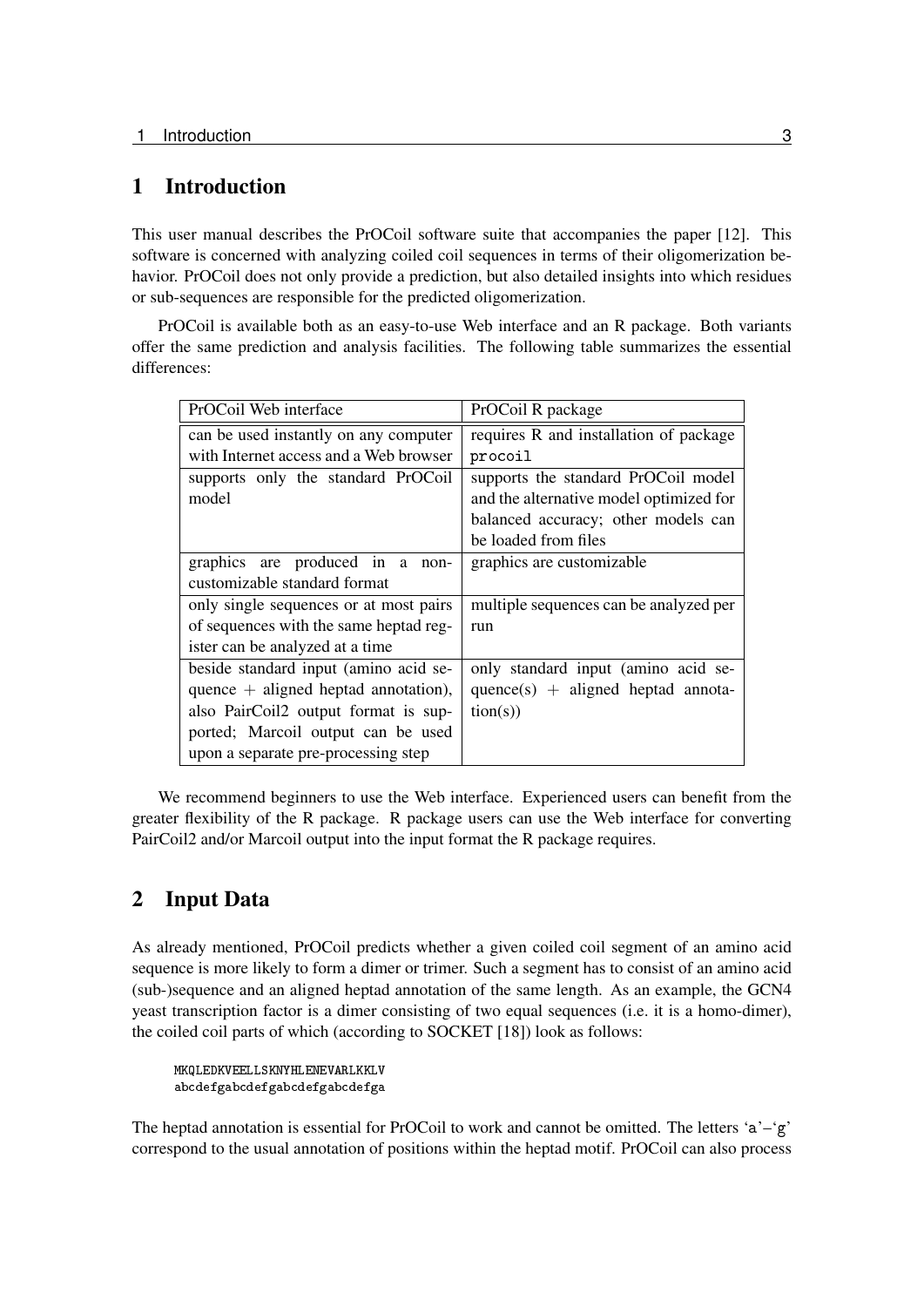# 1 Introduction

This user manual describes the PrOCoil software suite that accompanies the paper [12]. This software is concerned with analyzing coiled coil sequences in terms of their oligomerization behavior. PrOCoil does not only provide a prediction, but also detailed insights into which residues or sub-sequences are responsible for the predicted oligomerization.

PrOCoil is available both as an easy-to-use Web interface and an R package. Both variants offer the same prediction and analysis facilities. The following table summarizes the essential differences:

| PrOCoil Web interface | PrOCoil R package |
|---|---|
| can be used instantly on any computer with Internet access and a Web browser | requires R and installation of package `procoil` |
| supports only the standard PrOCoil model | supports the standard PrOCoil model and the alternative model optimized for balanced accuracy; other models can be loaded from files |
| graphics are produced in a non-customizable standard format | graphics are customizable |
| only single sequences or at most pairs of sequences with the same heptad register can be analyzed at a time | multiple sequences can be analyzed per run |
| beside standard input (amino acid sequence + aligned heptad annotation), also PairCoil2 output format is supported; Marcoil output can be used upon a separate pre-processing step | only standard input (amino acid sequence(s) + aligned heptad annotation(s)) |

We recommend beginners to use the Web interface. Experienced users can benefit from the greater flexibility of the R package. R package users can use the Web interface for converting PairCoil2 and/or Marcoil output into the input format the R package requires.

# 2 Input Data

As already mentioned, PrOCoil predicts whether a given coiled coil segment of an amino acid sequence is more likely to form a dimer or trimer. Such a segment has to consist of an amino acid (sub-)sequence and an aligned heptad annotation of the same length. As an example, the GCN4 yeast transcription factor is a dimer consisting of two equal sequences (i.e. it is a homo-dimer), the coiled coil parts of which (according to SOCKET [18]) look as follows:

```
MKQLEDKVEELLSKNYHLENEVARLKKLV
abcdefgabcdefgabcdefgabcdefga
```

The heptad annotation is essential for PrOCoil to work and cannot be omitted. The letters '`a`'–'`g`' correspond to the usual annotation of positions within the heptad motif. PrOCoil can also process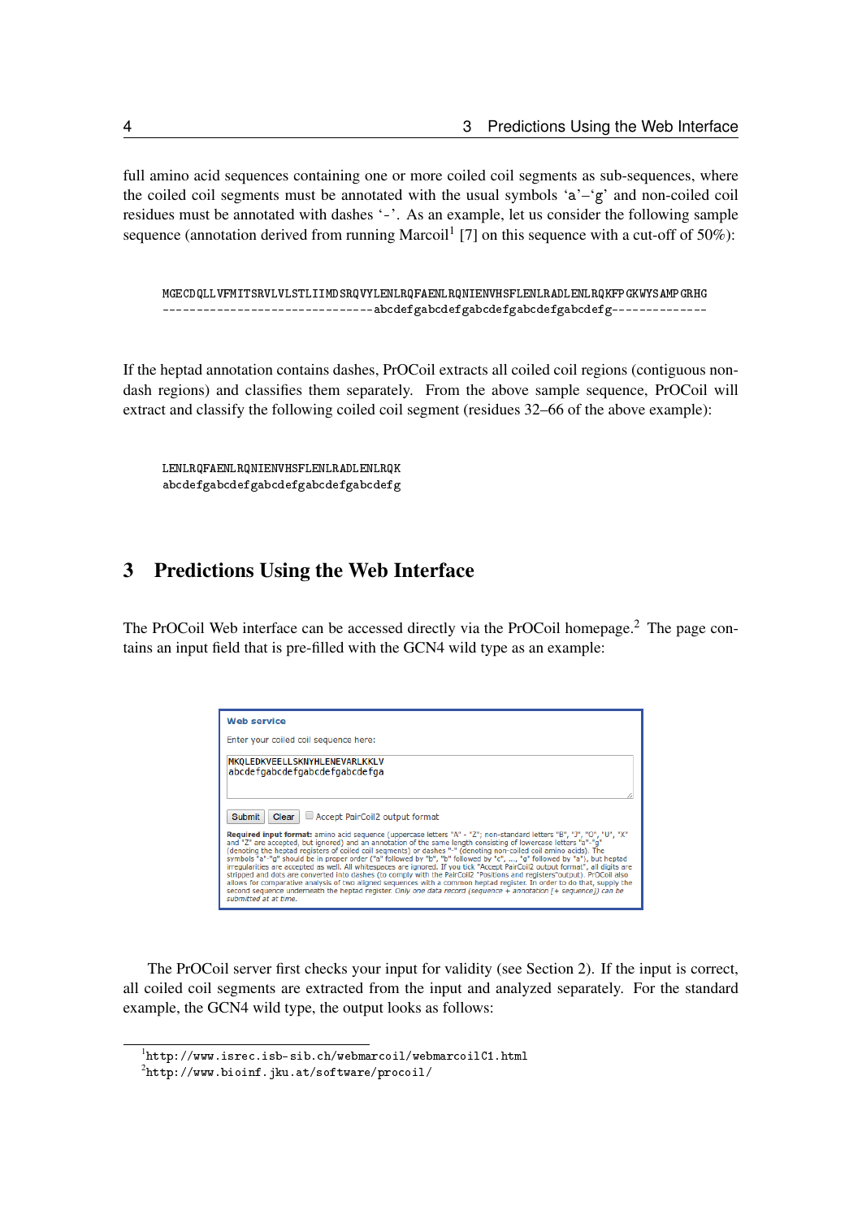full amino acid sequences containing one or more coiled coil segments as sub-sequences, where the coiled coil segments must be annotated with the usual symbols 'a'–'g' and non-coiled coil residues must be annotated with dashes '-'. As an example, let us consider the following sample sequence (annotation derived from running Marcoil[1] [7] on this sequence with a cut-off of 50%):

```
MGECDQLLVFMITSRVLVLSTLIIMDSRQVYLENLRQFAENLRQNIENVHSFLENLRADLENLRQKFPGKWYSAMPGRHG
-------------------------------abcdefgabcdefgabcdefgabcdefgabcdefg-------------
```

If the heptad annotation contains dashes, PrOCoil extracts all coiled coil regions (contiguous non-dash regions) and classifies them separately. From the above sample sequence, PrOCoil will extract and classify the following coiled coil segment (residues 32–66 of the above example):

```
LENLRQFAENLRQNIENVHSFLENLRADLENLRQK
abcdefgabcdefgabcdefgabcdefgabcdefg
```

# 3 Predictions Using the Web Interface

The PrOCoil Web interface can be accessed directly via the PrOCoil homepage.[2] The page contains an input field that is pre-filled with the GCN4 wild type as an example:

**Web service**

Enter your coiled coil sequence here:

```
MKQLEDKVEELLSKNYHLENEVARLKKLV
abcdefgabcdefgabcdefgabcdefga
```

Submit  Clear  ☐ Accept PairCoil2 output format

**Required input format:** amino acid sequence (uppercase letters "A" - "Z"; non-standard letters "B", "J", "O", "U", "X" and "Z" are accepted, but ignored) and an annotation of the same length consisting of lowercase letters "a"-"g" (denoting the heptad registers of coiled coil segments) or dashes "-" (denoting non-coiled coil amino acids). The symbols "a"-"g" should be in proper order ("a" followed by "b", "b" followed by "c", ..., "g" followed by "a"), but heptad irregularities are accepted as well. All whitespaces are ignored. If you tick "Accept PairCoil2 output format", all digits are stripped and dots are converted into dashes (to comply with the PairCoil2 "Positions and registers"output). PrOCoil also allows for comparative analysis of two aligned sequences with a common heptad register. In order to do that, supply the second sequence underneath the heptad register. *Only one data record (sequence + annotation [+ sequence]) can be submitted at at time.*

The PrOCoil server first checks your input for validity (see Section 2). If the input is correct, all coiled coil segments are extracted from the input and analyzed separately. For the standard example, the GCN4 wild type, the output looks as follows:

---

[1] http://www.isrec.isb-sib.ch/webmarcoil/webmarcoilC1.html

[2] http://www.bioinf.jku.at/software/procoil/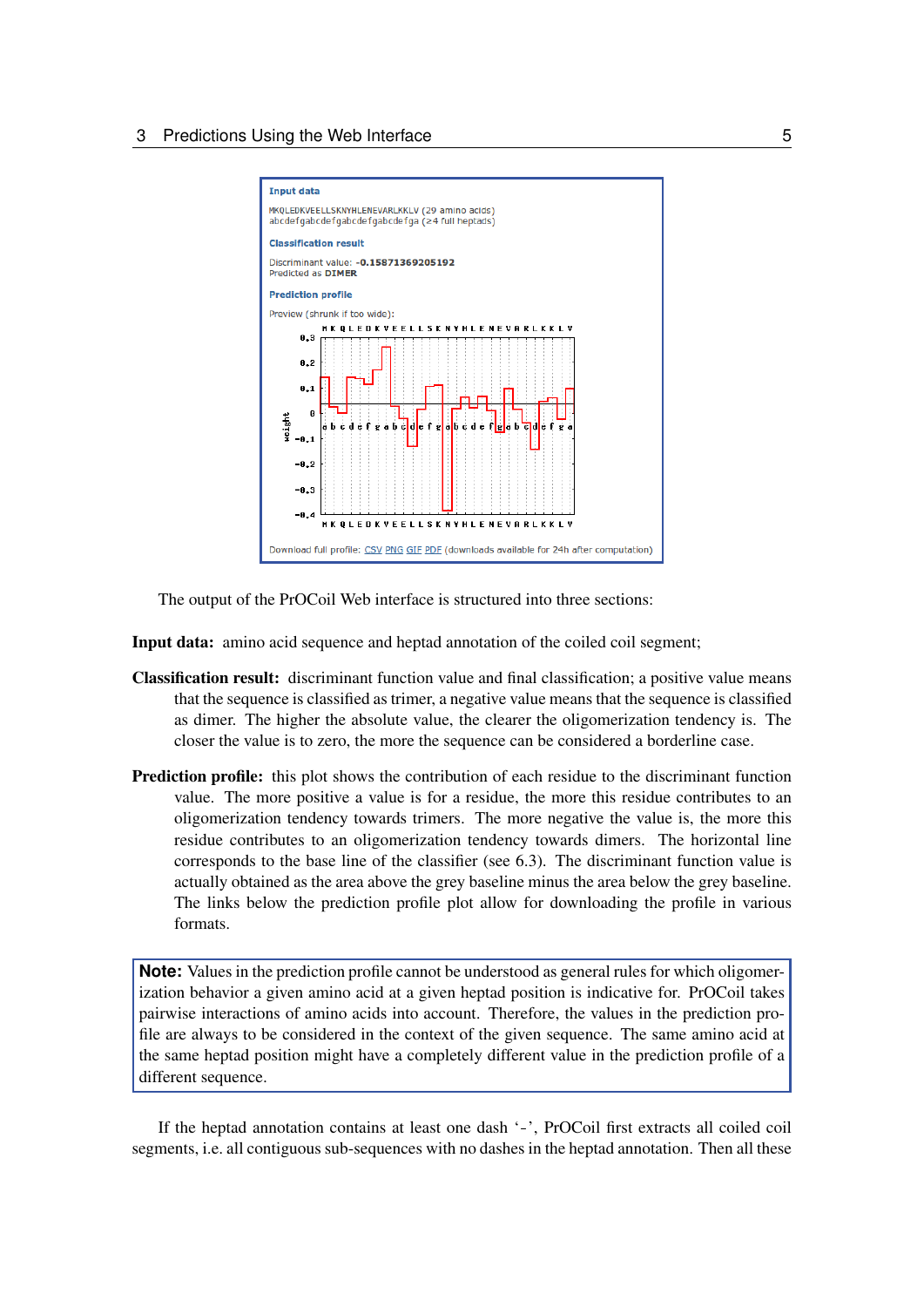**Input data**

MKQLEDKVEELLSKNYHLENEVARLKKLV (29 amino acids)
abcdefgabcdefgabcdefgabcdefga (≥4 full heptads)

**Classification result**

Discriminant value: **-0.15871369205192**
Predicted as **DIMER**

**Prediction profile**

Preview (shrunk if too wide):

Download full profile: CSV PNG GIF PDF (downloads available for 24h after computation)

The output of the PrOCoil Web interface is structured into three sections:

**Input data:** amino acid sequence and heptad annotation of the coiled coil segment;

**Classification result:** discriminant function value and final classification; a positive value means that the sequence is classified as trimer, a negative value means that the sequence is classified as dimer. The higher the absolute value, the clearer the oligomerization tendency is. The closer the value is to zero, the more the sequence can be considered a borderline case.

**Prediction profile:** this plot shows the contribution of each residue to the discriminant function value. The more positive a value is for a residue, the more this residue contributes to an oligomerization tendency towards trimers. The more negative the value is, the more this residue contributes to an oligomerization tendency towards dimers. The horizontal line corresponds to the base line of the classifier (see 6.3). The discriminant function value is actually obtained as the area above the grey baseline minus the area below the grey baseline. The links below the prediction profile plot allow for downloading the profile in various formats.

> **Note:** Values in the prediction profile cannot be understood as general rules for which oligomerization behavior a given amino acid at a given heptad position is indicative for. PrOCoil takes pairwise interactions of amino acids into account. Therefore, the values in the prediction profile are always to be considered in the context of the given sequence. The same amino acid at the same heptad position might have a completely different value in the prediction profile of a different sequence.

If the heptad annotation contains at least one dash '-', PrOCoil first extracts all coiled coil segments, i.e. all contiguous sub-sequences with no dashes in the heptad annotation. Then all these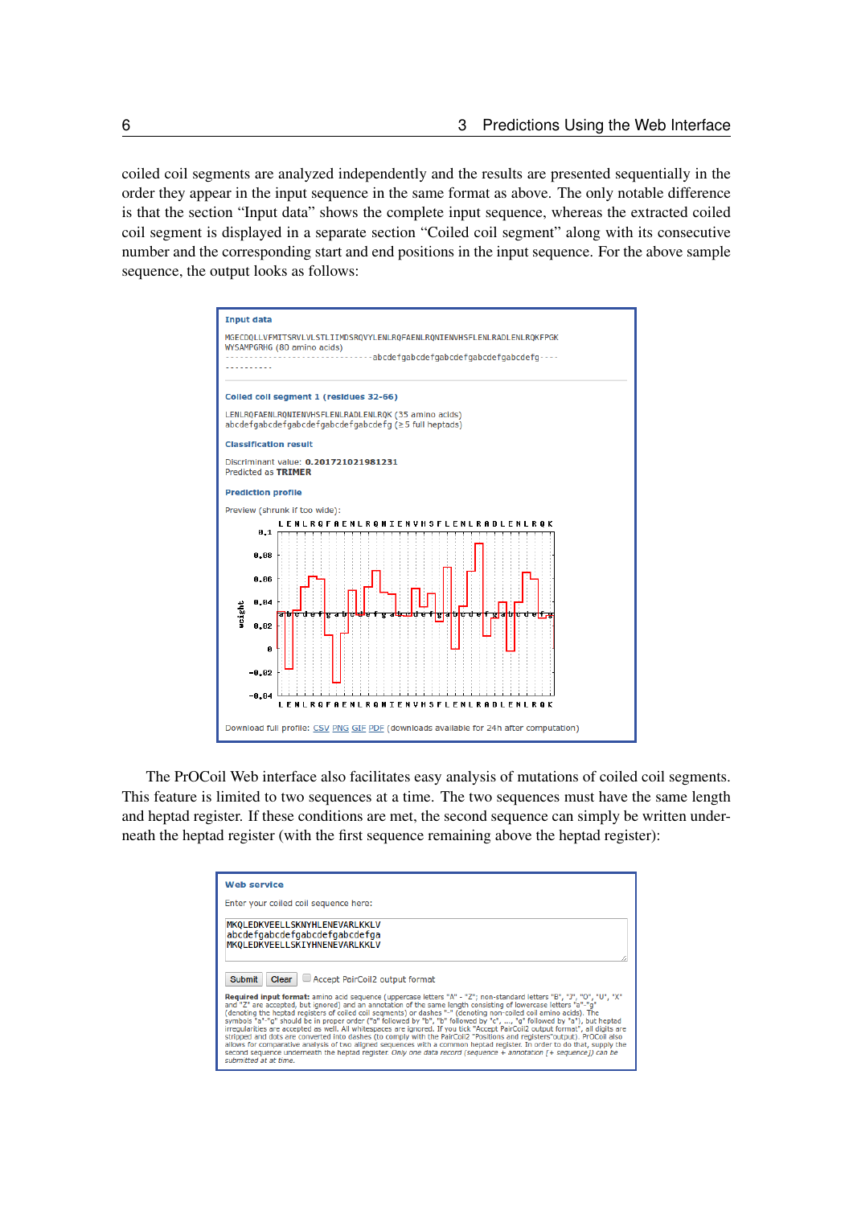coiled coil segments are analyzed independently and the results are presented sequentially in the order they appear in the input sequence in the same format as above. The only notable difference is that the section “Input data” shows the complete input sequence, whereas the extracted coiled coil segment is displayed in a separate section “Coiled coil segment” along with its consecutive number and the corresponding start and end positions in the input sequence. For the above sample sequence, the output looks as follows:

**Input data**

```
MGECDQLLVFMITSRVLVLSTLIIMDSRQVYLENLRQFAENLRQNIENVHSFLENLRADLENLRQKFPGK
WYSAMPGRHG (80 amino acids)
-------------------------------abcdefgabcdefgabcdefgabcdefgabcdefg----
----------
```

**Coiled coil segment 1 (residues 32-66)**

```
LENLRQFAENLRQNIENVHSFLENLRADLENLRQK (35 amino acids)
abcdefgabcdefgabcdefgabcdefgabcdefg (≥ 5 full heptads)
```

**Classification result**

Discriminant value: **0.201721021981231**
Predicted as **TRIMER**

**Prediction profile**

Preview (shrunk if too wide):

Download full profile: CSV PNG GIF PDF (downloads available for 24h after computation)

The PrOCoil Web interface also facilitates easy analysis of mutations of coiled coil segments. This feature is limited to two sequences at a time. The two sequences must have the same length and heptad register. If these conditions are met, the second sequence can simply be written underneath the heptad register (with the first sequence remaining above the heptad register):

**Web service**

Enter your coiled coil sequence here:

```
MKQLEDKVEELLSKNYHLENEVARLKKLV
abcdefgabcdefgabcdefgabcdefga
MKQLEDKVEELLSKIYHNENEVARLKKLV
```

Submit | Clear | ☐ Accept PairCoil2 output format

**Required input format:** amino acid sequence (uppercase letters "A" - "Z"; non-standard letters "B", "J", "O", "U", "X" and "Z" are accepted, but ignored) and an annotation of the same length consisting of lowercase letters "a"-"g" (denoting the heptad registers of coiled coil segments) or dashes "-" (denoting non-coiled coil amino acids). The symbols "a"-"g" should be in proper order ("a" followed by "b", "b" followed by "c", ..., "g" followed by "a"), but heptad irregularities are accepted as well. All whitespaces are ignored. If you tick "Accept PairCoil2 output format", all digits are stripped and dots are converted into dashes (to comply with the PairCoil2 "Positions and registers"output). PrOCoil also allows for comparative analysis of two aligned sequences with a common heptad register. In order to do that, supply the second sequence underneath the heptad register. *Only one data record (sequence + annotation [+ sequence]) can be submitted at at time.*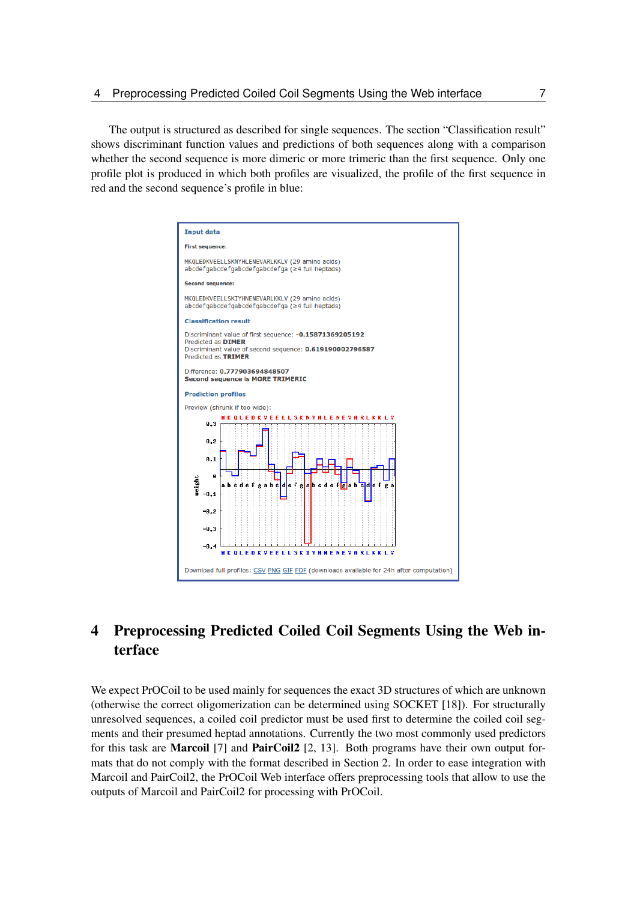The output is structured as described for single sequences. The section "Classification result" shows discriminant function values and predictions of both sequences along with a comparison whether the second sequence is more dimeric or more trimeric than the first sequence. Only one profile plot is produced in which both profiles are visualized, the profile of the first sequence in red and the second sequence's profile in blue:

**Input data**

**First sequence:**

MKQLEDKVEELLSKNYHLENEVARLKKLV (29 amino acids)
abcdefgabcdefgabcdefgabcdefga (≥4 full heptads)

**Second sequence:**

MKQLEDKVEELLSKIYHNENEVARLKKLV (29 amino acids)
abcdefgabcdefgabcdefgabcdefga (≥4 full heptads)

**Classification result**

Discriminant value of first sequence: **-0.15871369205192**
Predicted as **DIMER**
Discriminant value of second sequence: **0.619190002796587**
Predicted as **TRIMER**

Difference: **0.777903694848507**
**Second sequence is MORE TRIMERIC**

**Prediction profiles**

Preview (shrunk if too wide):

Download full profiles: CSV PNG GIF PDF (downloads available for 24h after computation)

# 4 Preprocessing Predicted Coiled Coil Segments Using the Web interface

We expect PrOCoil to be used mainly for sequences the exact 3D structures of which are unknown (otherwise the correct oligomerization can be determined using SOCKET [18]). For structurally unresolved sequences, a coiled coil predictor must be used first to determine the coiled coil segments and their presumed heptad annotations. Currently the two most commonly used predictors for this task are **Marcoil** [7] and **PairCoil2** [2, 13]. Both programs have their own output formats that do not comply with the format described in Section 2. In order to ease integration with Marcoil and PairCoil2, the PrOCoil Web interface offers preprocessing tools that allow to use the outputs of Marcoil and PairCoil2 for processing with PrOCoil.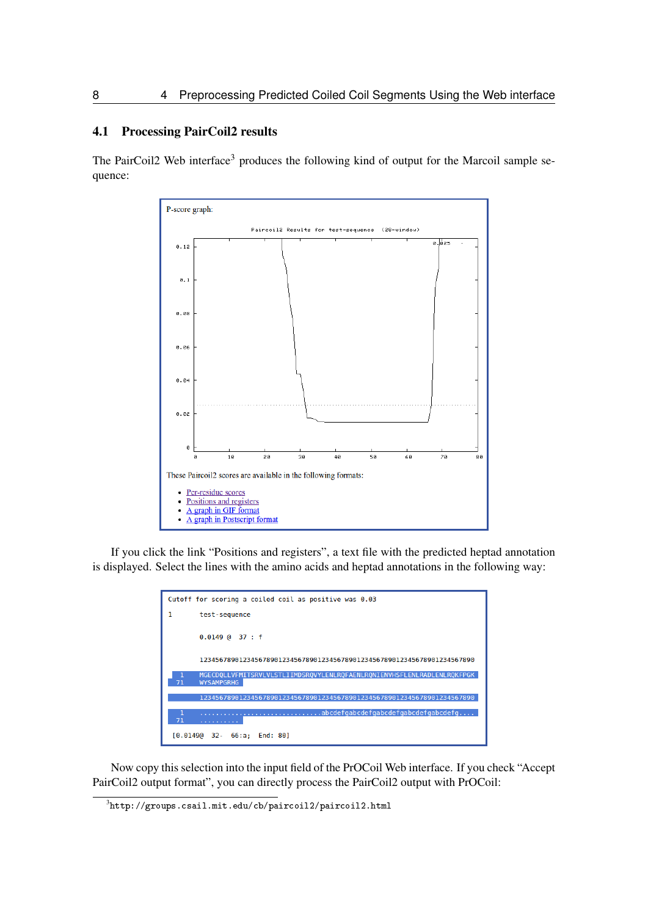## 4.1 Processing PairCoil2 results

The PairCoil2 Web interface[3] produces the following kind of output for the Marcoil sample sequence:

P-score graph:

These Paircoil2 scores are available in the following formats:

- Per-residue scores
- Positions and registers
- A graph in GIF format
- A graph in Postscript format

If you click the link "Positions and registers", a text file with the predicted heptad annotation is displayed. Select the lines with the amino acids and heptad annotations in the following way:

```
Cutoff for scoring a coiled coil as positive was 0.03

1        test-sequence

         0.0149 @  37 : f

         12345678901234567890123456789012345678901234567890123456789012345678901234567890

   1     MGECDQLLVFMITSRVLVLSTLIIMDSRQVYLENLRQFAENLRQNIENVHSFLENLRADLENLRQKFPGK
  71     WYSAMPGRHG

         12345678901234567890123456789012345678901234567890123456789012345678901234567890

   1     ...............................abcdefgabcdefgabcdefgabcdefgabcdefg....
  71     ..........

 [0.0149@  32-  66:a;   End: 80]
```

Now copy this selection into the input field of the PrOCoil Web interface. If you check "Accept PairCoil2 output format", you can directly process the PairCoil2 output with PrOCoil:

[3] http://groups.csail.mit.edu/cb/paircoil2/paircoil2.html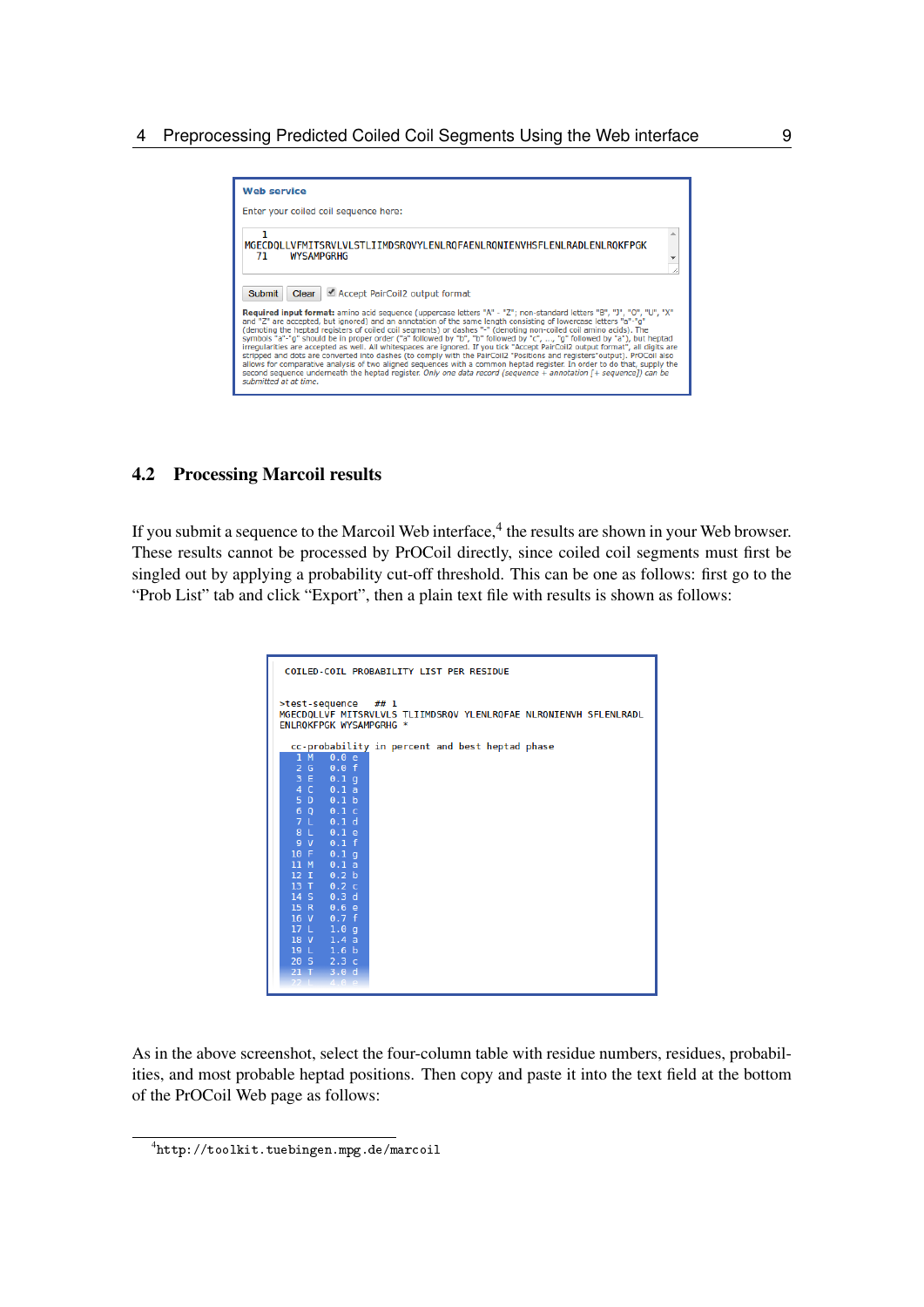**Web service**

Enter your coiled coil sequence here:

```
   1
MGECDQLLVFMITSRVLVLSTLIIMDSRQVYLENLRQFAENLRQNIENVHSFLENLRADLENLRQKFPGK
  71    WYSAMPGRHG
```

Submit | Clear | ☑ Accept PairCoil2 output format

**Required input format:** amino acid sequence (uppercase letters "A" - "Z"; non-standard letters "B", "J", "O", "U", "X" and "Z" are accepted, but ignored) and an annotation of the same length consisting of lowercase letters "a"-"g" (denoting the heptad registers of coiled coil segments) or dashes "-" (denoting non-coiled coil amino acids). The symbols "a"-"g" should be in proper order ("a" followed by "b", "b" followed by "c", ..., "g" followed by "a"), but heptad irregularities are accepted as well. All whitespaces are ignored. If you tick "Accept PairCoil2 output format", all digits are stripped and dots are converted into dashes (to comply with the PairCoil2 "Positions and registers" output). PrOCoil also allows for comparative analysis of two aligned sequences with a common heptad register. In order to do that, supply the second sequence underneath the heptad register. *Only one data record (sequence + annotation [+ sequence]) can be submitted at at time.*

## 4.2 Processing Marcoil results

If you submit a sequence to the Marcoil Web interface,[4] the results are shown in your Web browser. These results cannot be processed by PrOCoil directly, since coiled coil segments must first be singled out by applying a probability cut-off threshold. This can be one as follows: first go to the "Prob List" tab and click "Export", then a plain text file with results is shown as follows:

```
COILED-COIL PROBABILITY LIST PER RESIDUE

>test-sequence    ## 1
MGECDQLLVF MITSRVLVLS TLIIMDSRQV YLENLRQFAE NLRQNIENVH SFLENLRADL
ENLRQKFPGK WYSAMPGRHG *

  cc-probability in percent and best heptad phase
   1 M   0.0 e
   2 G   0.0 f
   3 E   0.1 g
   4 C   0.1 a
   5 D   0.1 b
   6 Q   0.1 c
   7 L   0.1 d
   8 L   0.1 e
   9 V   0.1 f
  10 F   0.1 g
  11 M   0.1 a
  12 I   0.2 b
  13 T   0.2 c
  14 S   0.3 d
  15 R   0.6 e
  16 V   0.7 f
  17 L   1.0 g
  18 V   1.4 a
  19 L   1.6 b
  20 S   2.3 c
  21 T   3.0 d
  22 L   4.0 e
```

As in the above screenshot, select the four-column table with residue numbers, residues, probabilities, and most probable heptad positions. Then copy and paste it into the text field at the bottom of the PrOCoil Web page as follows:

[4] http://toolkit.tuebingen.mpg.de/marcoil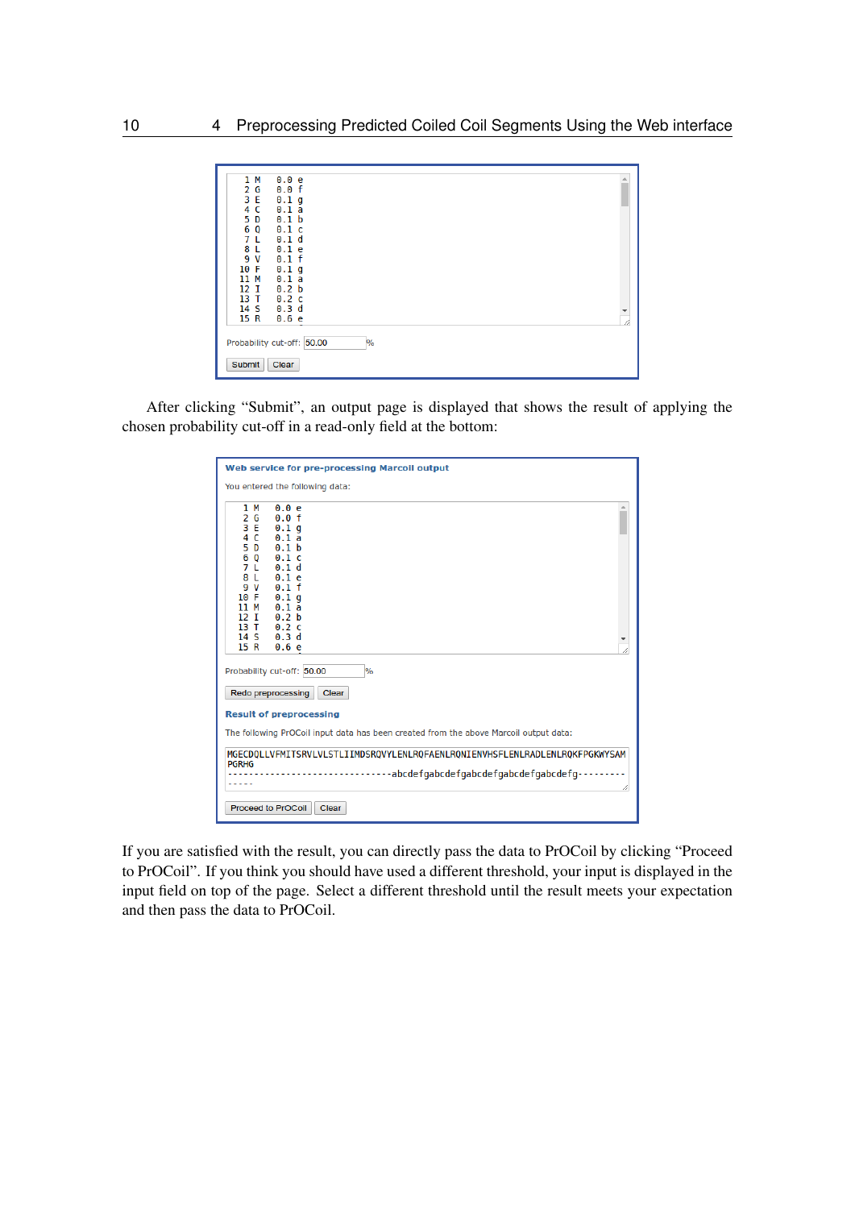```
 1 M   0.0 e
 2 G   0.0 f
 3 E   0.1 g
 4 C   0.1 a
 5 D   0.1 b
 6 Q   0.1 c
 7 L   0.1 d
 8 L   0.1 e
 9 V   0.1 f
10 F   0.1 g
11 M   0.1 a
12 I   0.2 b
13 T   0.2 c
14 S   0.3 d
15 R   0.6 e
```

Probability cut-off: 50.00 %

Submit | Clear

After clicking "Submit", an output page is displayed that shows the result of applying the chosen probability cut-off in a read-only field at the bottom:

**Web service for pre-processing Marcoil output**

You entered the following data:

```
 1 M   0.0 e
 2 G   0.0 f
 3 E   0.1 g
 4 C   0.1 a
 5 D   0.1 b
 6 Q   0.1 c
 7 L   0.1 d
 8 L   0.1 e
 9 V   0.1 f
10 F   0.1 g
11 M   0.1 a
12 I   0.2 b
13 T   0.2 c
14 S   0.3 d
15 R   0.6 e
```

Probability cut-off: 50.00 %

Redo preprocessing | Clear

**Result of preprocessing**

The following ProCoil input data has been created from the above Marcoil output data:

```
MGECDQLLVFMITSRVLVLSTLIIMDSRQVYLENLRQFAENLRQNIENVHSFLENLRADLENLRQKFPGKWYSAM
PGRHG
------------------------------abcdefgabcdefgabcdefgabcdefgabcdefg---------
-----
```

Proceed to ProCoil | Clear

If you are satisfied with the result, you can directly pass the data to ProCoil by clicking "Proceed to ProCoil". If you think you should have used a different threshold, your input is displayed in the input field on top of the page. Select a different threshold until the result meets your expectation and then pass the data to ProCoil.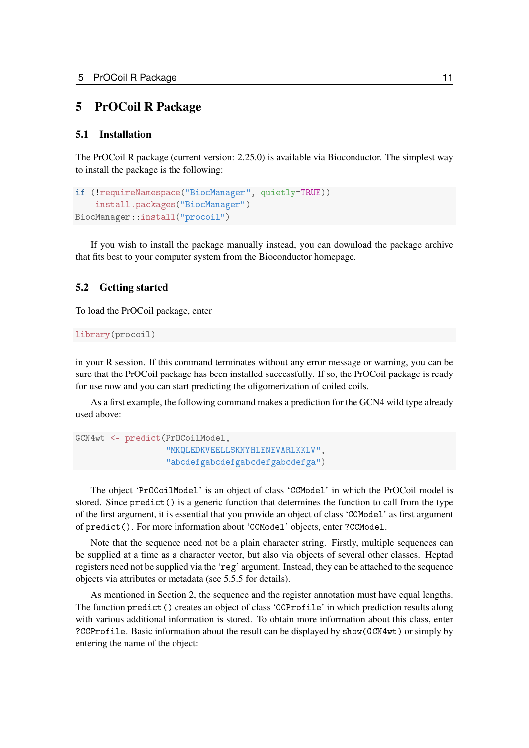# 5 PrOCoil R Package

## 5.1 Installation

The PrOCoil R package (current version: 2.25.0) is available via Bioconductor. The simplest way to install the package is the following:

```
if (!requireNamespace("BiocManager", quietly=TRUE))
    install.packages("BiocManager")
BiocManager::install("procoil")
```

If you wish to install the package manually instead, you can download the package archive that fits best to your computer system from the Bioconductor homepage.

## 5.2 Getting started

To load the PrOCoil package, enter

```
library(procoil)
```

in your R session. If this command terminates without any error message or warning, you can be sure that the PrOCoil package has been installed successfully. If so, the PrOCoil package is ready for use now and you can start predicting the oligomerization of coiled coils.

As a first example, the following command makes a prediction for the GCN4 wild type already used above:

```
GCN4wt <- predict(PrOCoilModel,
                  "MKQLEDKVEELLSKNYHLENEVARLKKLV",
                  "abcdefgabcdefgabcdefgabcdefga")
```

The object 'PrOCoilModel' is an object of class 'CCModel' in which the PrOCoil model is stored. Since `predict()` is a generic function that determines the function to call from the type of the first argument, it is essential that you provide an object of class 'CCModel' as first argument of `predict()`. For more information about 'CCModel' objects, enter `?CCModel`.

Note that the sequence need not be a plain character string. Firstly, multiple sequences can be supplied at a time as a character vector, but also via objects of several other classes. Heptad registers need not be supplied via the 'reg' argument. Instead, they can be attached to the sequence objects via attributes or metadata (see 5.5.5 for details).

As mentioned in Section 2, the sequence and the register annotation must have equal lengths. The function `predict()` creates an object of class 'CCProfile' in which prediction results along with various additional information is stored. To obtain more information about this class, enter `?CCProfile`. Basic information about the result can be displayed by `show(GCN4wt)` or simply by entering the name of the object: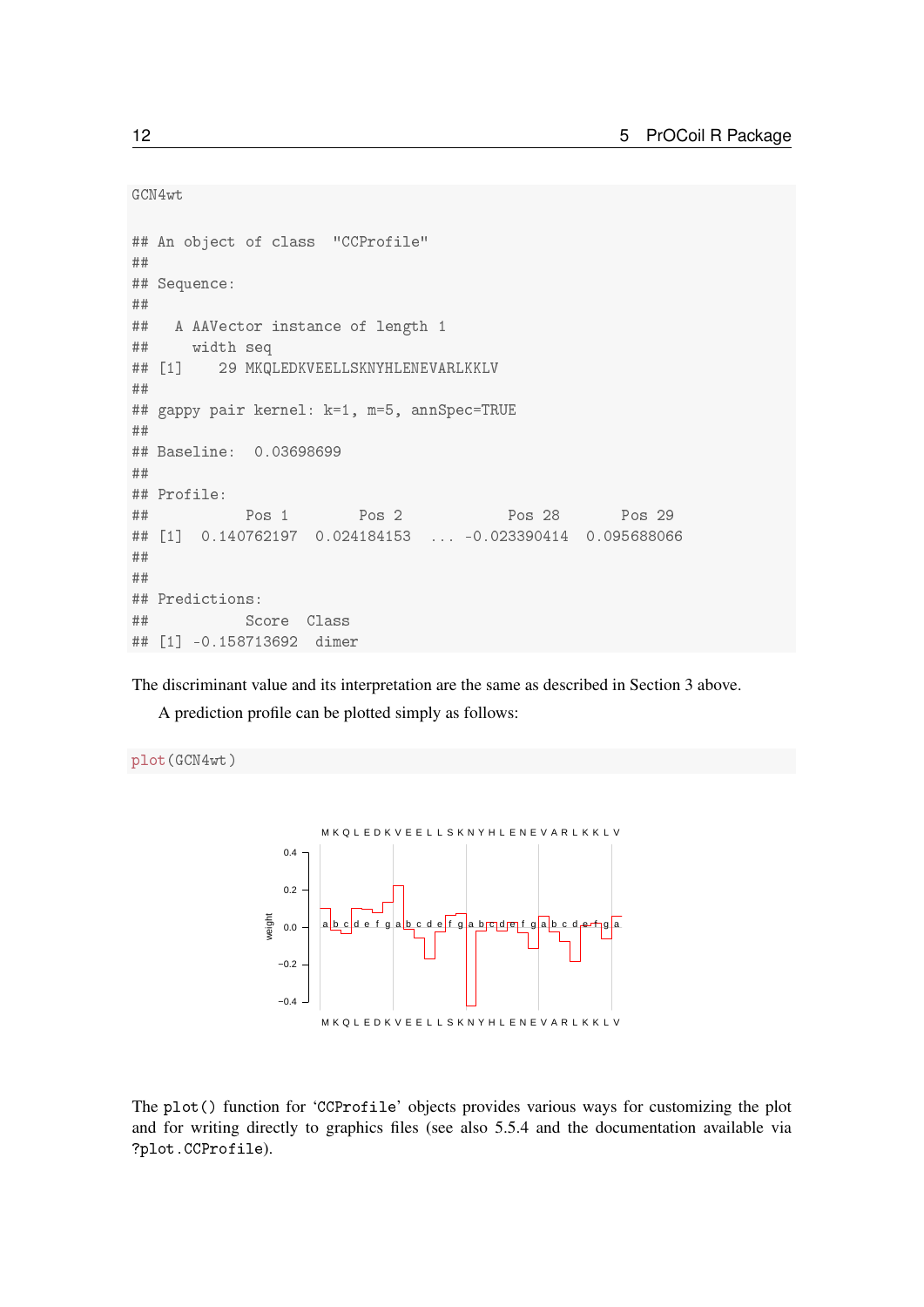```
GCN4wt

## An object of class  "CCProfile"
##
## Sequence:
##
##   A AAVector instance of length 1
##     width seq
## [1]    29 MKQLEDKVEELLSKNYHLENEVARLKKLV
##
## gappy pair kernel: k=1, m=5, annSpec=TRUE
##
## Baseline:  0.03698699
##
## Profile:
##          Pos 1        Pos 2            Pos 28       Pos 29
## [1]  0.140762197  0.024184153  ... -0.023390414  0.095688066
##
##
## Predictions:
##          Score  Class
## [1] -0.158713692  dimer
```

The discriminant value and its interpretation are the same as described in Section 3 above.

A prediction profile can be plotted simply as follows:

```
plot(GCN4wt)
```

The `plot()` function for '`CCProfile`' objects provides various ways for customizing the plot and for writing directly to graphics files (see also 5.5.4 and the documentation available via `?plot.CCProfile`).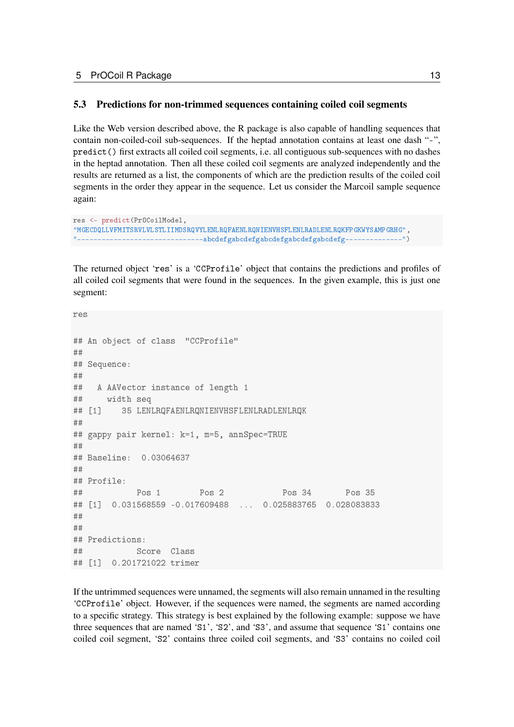### 5.3 Predictions for non-trimmed sequences containing coiled coil segments

Like the Web version described above, the R package is also capable of handling sequences that contain non-coiled-coil sub-sequences. If the heptad annotation contains at least one dash "-", `predict()` first extracts all coiled coil segments, i.e. all contiguous sub-sequences with no dashes in the heptad annotation. Then all these coiled coil segments are analyzed independently and the results are returned as a list, the components of which are the prediction results of the coiled coil segments in the order they appear in the sequence. Let us consider the Marcoil sample sequence again:

```
res <- predict(PrOCoilModel,
"MGECDQLLVFMITSRVLVLSTLIIMDSRQVYLENLRQFAENLRQNIENVHSFLENLRADLENLRQKFPGKWYSAMPGRHG",
"------------------------------abcdefgabcdefgabcdefgabcdefgabcdefg-------------")
```

The returned object '`res`' is a '`CCProfile`' object that contains the predictions and profiles of all coiled coil segments that were found in the sequences. In the given example, this is just one segment:

```
res

## An object of class  "CCProfile"
##
## Sequence:
##
##   A AAVector instance of length 1
##     width seq
## [1]    35 LENLRQFAENLRQNIENVHSFLENLRADLENLRQK
##
## gappy pair kernel: k=1, m=5, annSpec=TRUE
##
## Baseline:  0.03064637
##
## Profile:
##           Pos 1        Pos 2            Pos 34       Pos 35
## [1]  0.031568559 -0.017609488  ...  0.025883765  0.028083833
##
##
## Predictions:
##           Score  Class
## [1]  0.201721022 trimer
```

If the untrimmed sequences were unnamed, the segments will also remain unnamed in the resulting '`CCProfile`' object. However, if the sequences were named, the segments are named according to a specific strategy. This strategy is best explained by the following example: suppose we have three sequences that are named '`S1`', '`S2`', and '`S3`', and assume that sequence '`S1`' contains one coiled coil segment, '`S2`' contains three coiled coil segments, and '`S3`' contains no coiled coil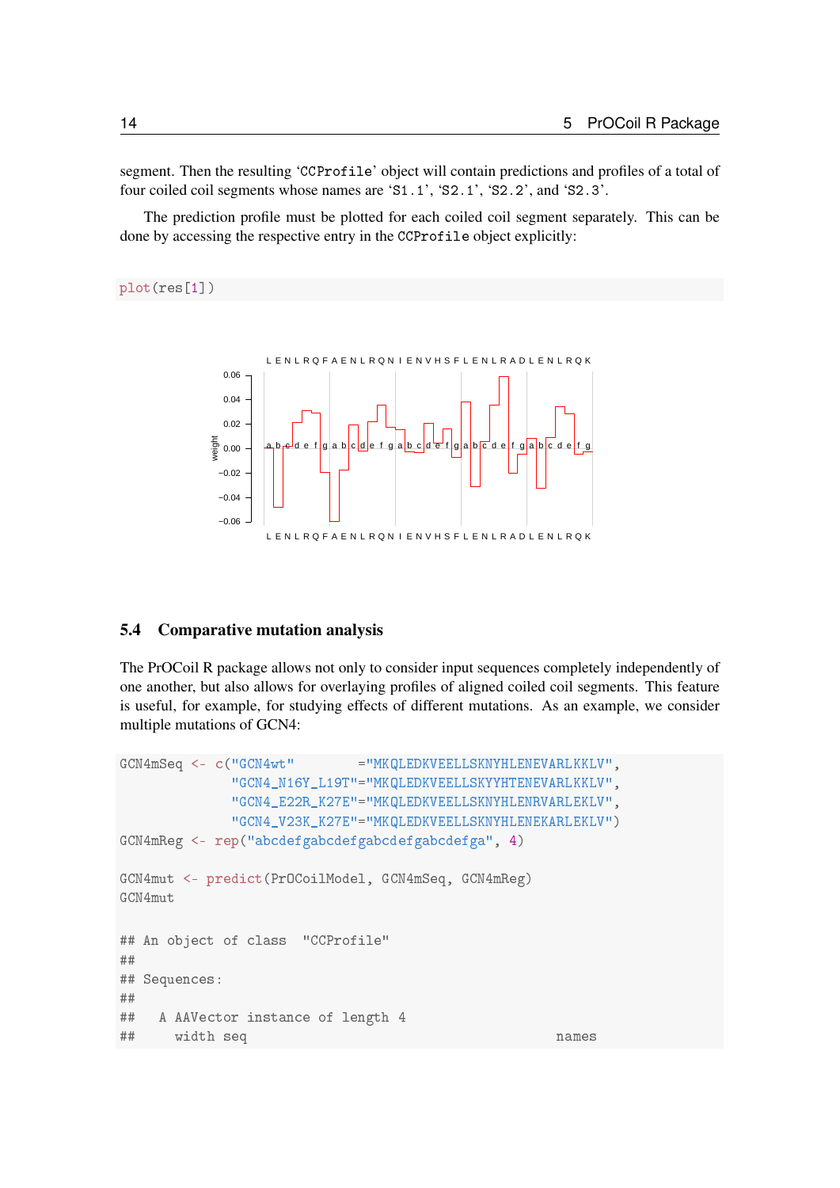segment. Then the resulting 'CCProfile' object will contain predictions and profiles of a total of four coiled coil segments whose names are 'S1.1', 'S2.1', 'S2.2', and 'S2.3'.

The prediction profile must be plotted for each coiled coil segment separately. This can be done by accessing the respective entry in the CCProfile object explicitly:

```
plot(res[1])
```

## 5.4 Comparative mutation analysis

The PrOCoil R package allows not only to consider input sequences completely independently of one another, but also allows for overlaying profiles of aligned coiled coil segments. This feature is useful, for example, for studying effects of different mutations. As an example, we consider multiple mutations of GCN4:

```
GCN4mSeq <- c("GCN4wt"        ="MKQLEDKVEELLSKNYHLENEVARLKKLV",
              "GCN4_N16Y_L19T"="MKQLEDKVEELLSKYYHTENEVARLKKLV",
              "GCN4_E22R_K27E"="MKQLEDKVEELLSKNYHLENRVARLEKLV",
              "GCN4_V23K_K27E"="MKQLEDKVEELLSKNYHLENEKARLEKLV")
GCN4mReg <- rep("abcdefgabcdefgabcdefgabcdefga", 4)

GCN4mut <- predict(PrOCoilModel, GCN4mSeq, GCN4mReg)
GCN4mut

## An object of class  "CCProfile"
##
## Sequences:
##
##   A AAVector instance of length 4
##     width seq                                       names
```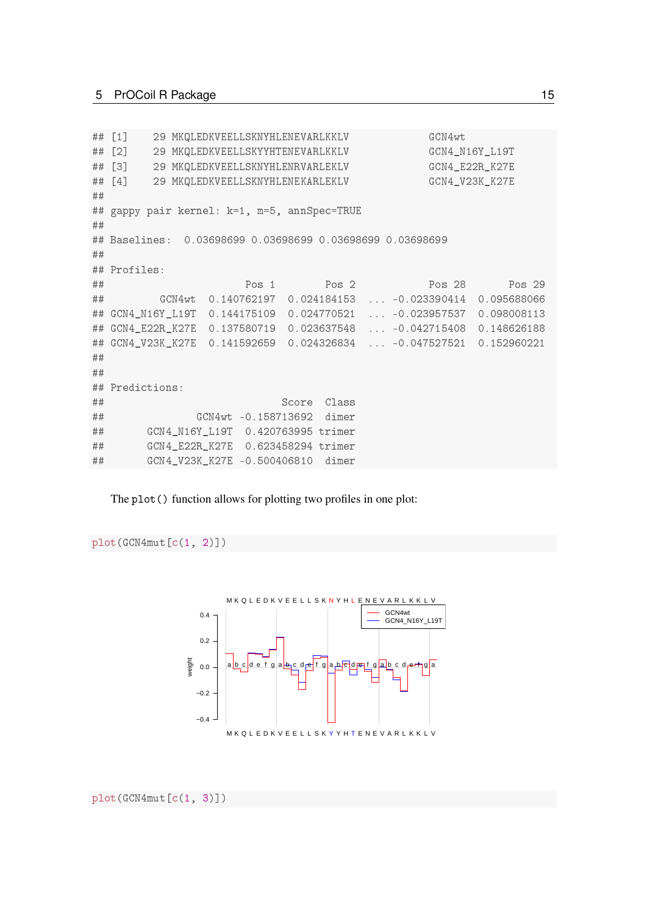```
## [1]    29 MKQLEDKVEELLSKNYHLENEVARLKKLV             GCN4wt
## [2]    29 MKQLEDKVEELLSKYYHTENEVARLKKLV             GCN4_N16Y_L19T
## [3]    29 MKQLEDKVEELLSKNYHLENRVARLEKLV             GCN4_E22R_K27E
## [4]    29 MKQLEDKVEELLSKNYHLENEKARLEKLV             GCN4_V23K_K27E
##
## gappy pair kernel: k=1, m=5, annSpec=TRUE
##
## Baselines:  0.03698699 0.03698699 0.03698699 0.03698699
##
## Profiles:
##                      Pos 1        Pos 2             Pos 28       Pos 29
##          GCN4wt  0.140762197  0.024184153  ... -0.023390414  0.095688066
## GCN4_N16Y_L19T  0.144175109  0.024770521  ... -0.023957537  0.098008113
## GCN4_E22R_K27E  0.137580719  0.023637548  ... -0.042715408  0.148626188
## GCN4_V23K_K27E  0.141592659  0.024326834  ... -0.047527521  0.152960221
##
##
## Predictions:
##                        Score  Class
##              GCN4wt -0.158713692  dimer
##       GCN4_N16Y_L19T  0.420763995 trimer
##       GCN4_E22R_K27E  0.623458294 trimer
##       GCN4_V23K_K27E -0.500406810  dimer
```

The `plot()` function allows for plotting two profiles in one plot:

```
plot(GCN4mut[c(1, 2)])
```

```
plot(GCN4mut[c(1, 3)])
```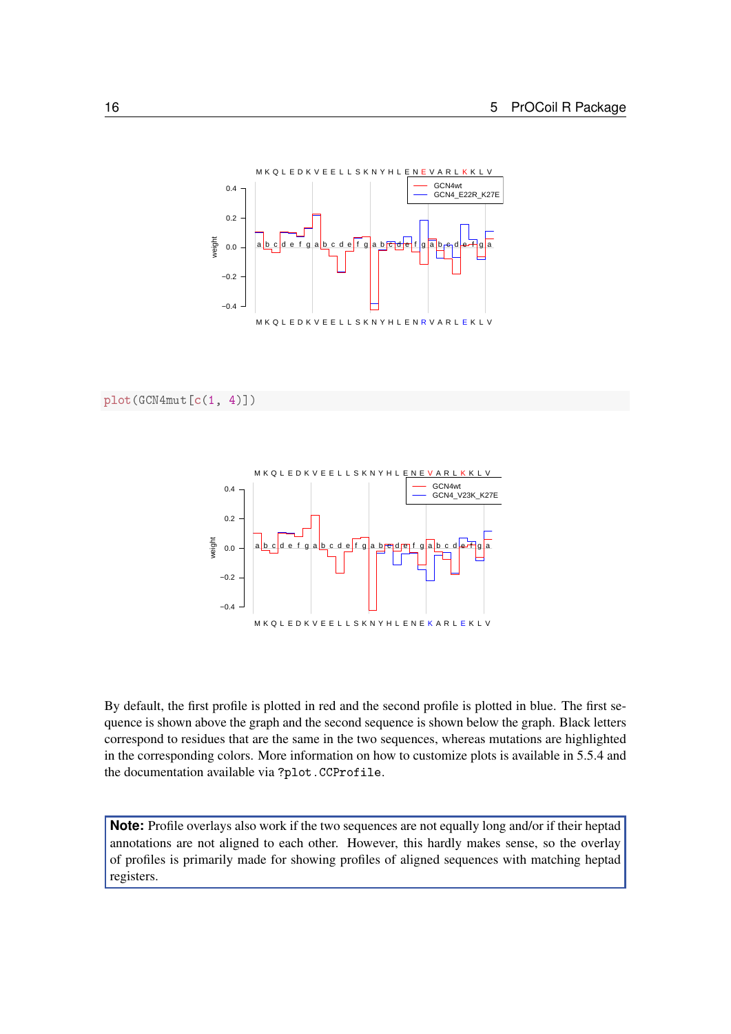```
plot(GCN4mut[c(1, 4)])
```

By default, the first profile is plotted in red and the second profile is plotted in blue. The first sequence is shown above the graph and the second sequence is shown below the graph. Black letters correspond to residues that are the same in the two sequences, whereas mutations are highlighted in the corresponding colors. More information on how to customize plots is available in 5.5.4 and the documentation available via `?plot.CCProfile`.

> **Note:** Profile overlays also work if the two sequences are not equally long and/or if their heptad annotations are not aligned to each other. However, this hardly makes sense, so the overlay of profiles is primarily made for showing profiles of aligned sequences with matching heptad registers.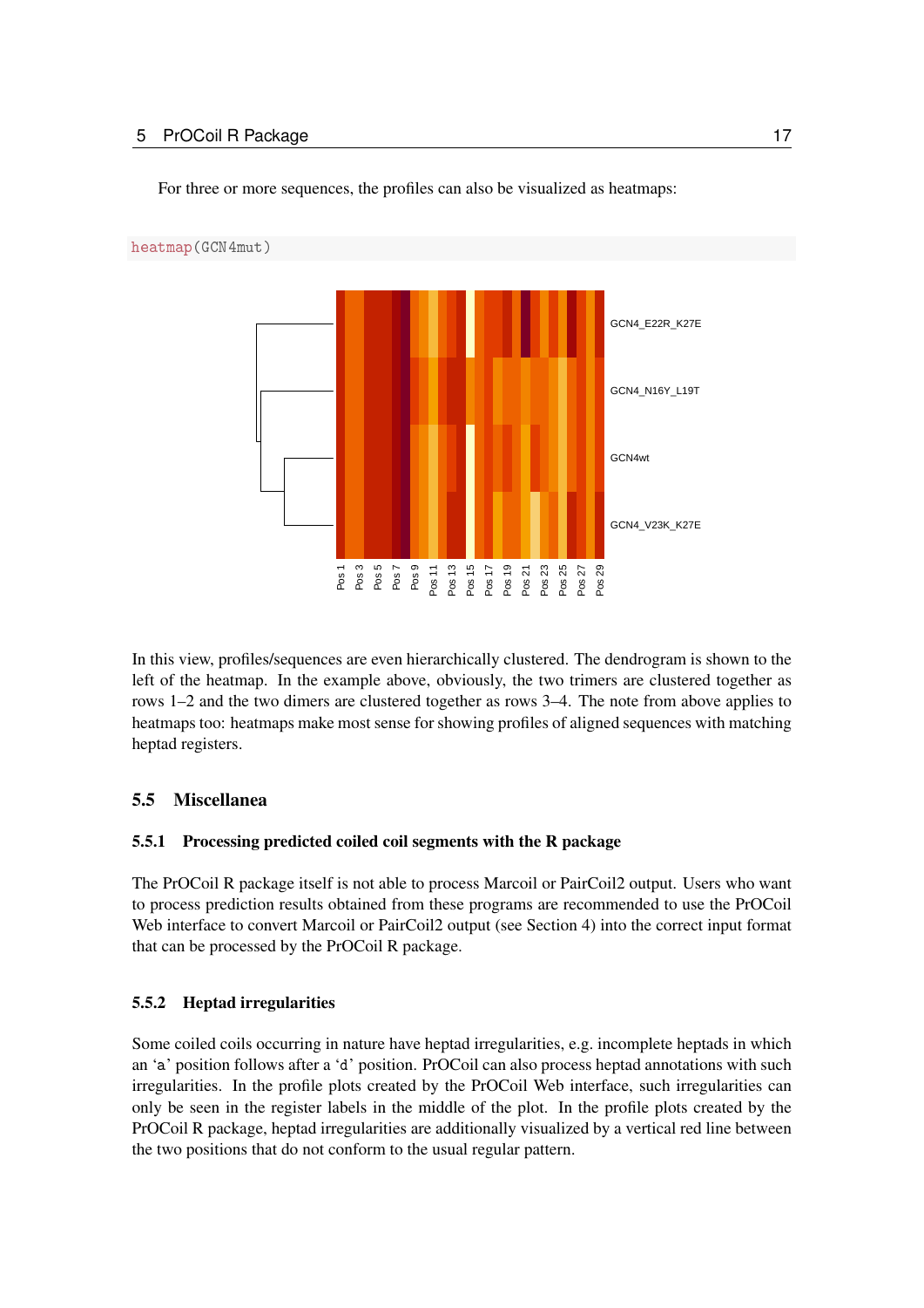For three or more sequences, the profiles can also be visualized as heatmaps:

```
heatmap(GCN4mut)
```

In this view, profiles/sequences are even hierarchically clustered. The dendrogram is shown to the left of the heatmap. In the example above, obviously, the two trimers are clustered together as rows 1–2 and the two dimers are clustered together as rows 3–4. The note from above applies to heatmaps too: heatmaps make most sense for showing profiles of aligned sequences with matching heptad registers.

## 5.5 Miscellanea

### 5.5.1 Processing predicted coiled coil segments with the R package

The PrOCoil R package itself is not able to process Marcoil or PairCoil2 output. Users who want to process prediction results obtained from these programs are recommended to use the PrOCoil Web interface to convert Marcoil or PairCoil2 output (see Section 4) into the correct input format that can be processed by the PrOCoil R package.

### 5.5.2 Heptad irregularities

Some coiled coils occurring in nature have heptad irregularities, e.g. incomplete heptads in which an 'a' position follows after a 'd' position. PrOCoil can also process heptad annotations with such irregularities. In the profile plots created by the PrOCoil Web interface, such irregularities can only be seen in the register labels in the middle of the plot. In the profile plots created by the PrOCoil R package, heptad irregularities are additionally visualized by a vertical red line between the two positions that do not conform to the usual regular pattern.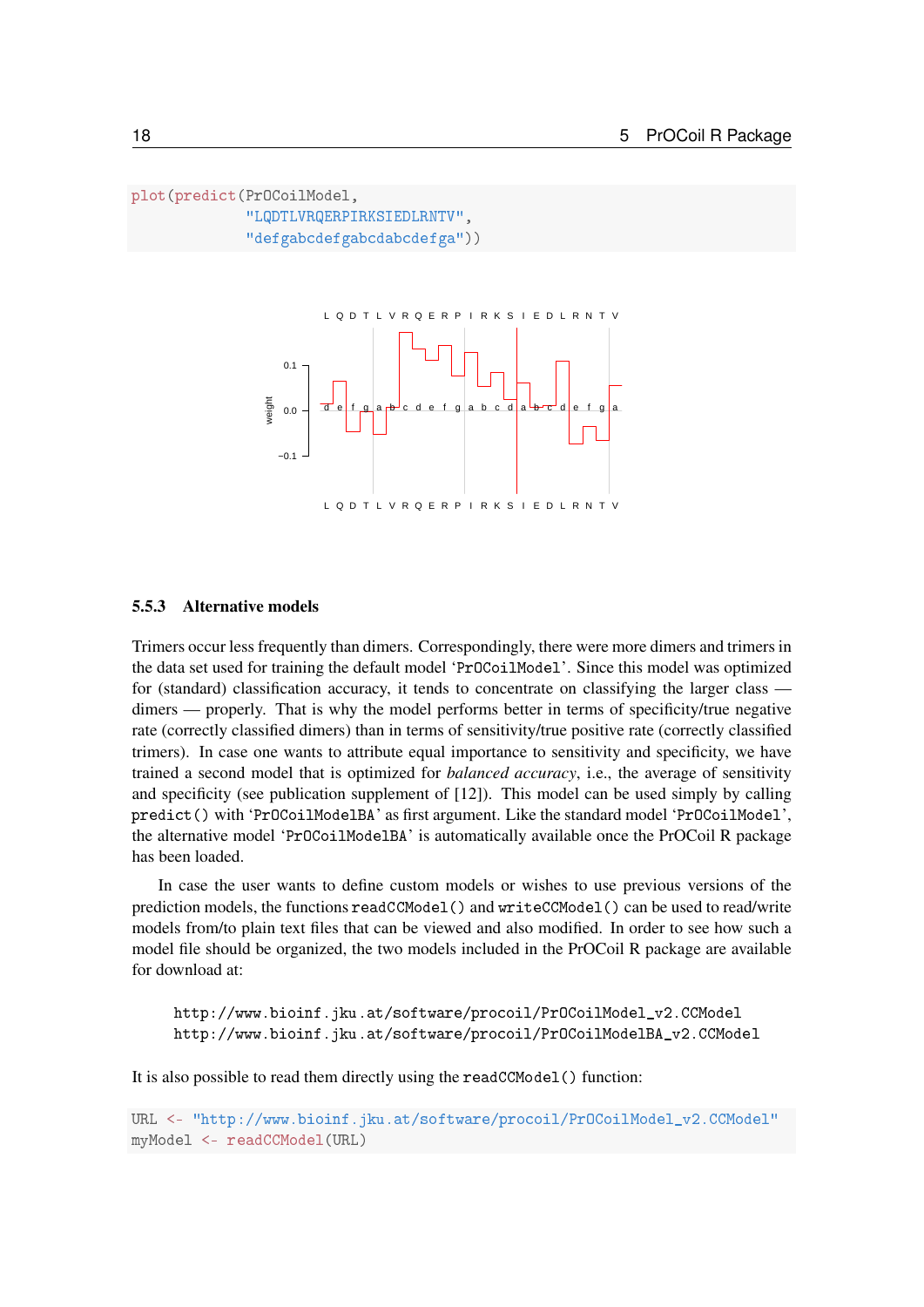```
plot(predict(PrOCoilModel,
             "LQDTLVRQERPIRKSIEDLRNTV",
             "defgabcdefgabcdabcdefga"))
```

### 5.5.3 Alternative models

Trimers occur less frequently than dimers. Correspondingly, there were more dimers and trimers in the data set used for training the default model 'PrOCoilModel'. Since this model was optimized for (standard) classification accuracy, it tends to concentrate on classifying the larger class — dimers — properly. That is why the model performs better in terms of specificity/true negative rate (correctly classified dimers) than in terms of sensitivity/true positive rate (correctly classified trimers). In case one wants to attribute equal importance to sensitivity and specificity, we have trained a second model that is optimized for *balanced accuracy*, i.e., the average of sensitivity and specificity (see publication supplement of [12]). This model can be used simply by calling `predict()` with 'PrOCoilModelBA' as first argument. Like the standard model 'PrOCoilModel', the alternative model 'PrOCoilModelBA' is automatically available once the PrOCoil R package has been loaded.

In case the user wants to define custom models or wishes to use previous versions of the prediction models, the functions `readCCModel()` and `writeCCModel()` can be used to read/write models from/to plain text files that can be viewed and also modified. In order to see how such a model file should be organized, the two models included in the PrOCoil R package are available for download at:

```
http://www.bioinf.jku.at/software/procoil/PrOCoilModel_v2.CCModel
http://www.bioinf.jku.at/software/procoil/PrOCoilModelBA_v2.CCModel
```

It is also possible to read them directly using the `readCCModel()` function:

```
URL <- "http://www.bioinf.jku.at/software/procoil/PrOCoilModel_v2.CCModel"
myModel <- readCCModel(URL)
```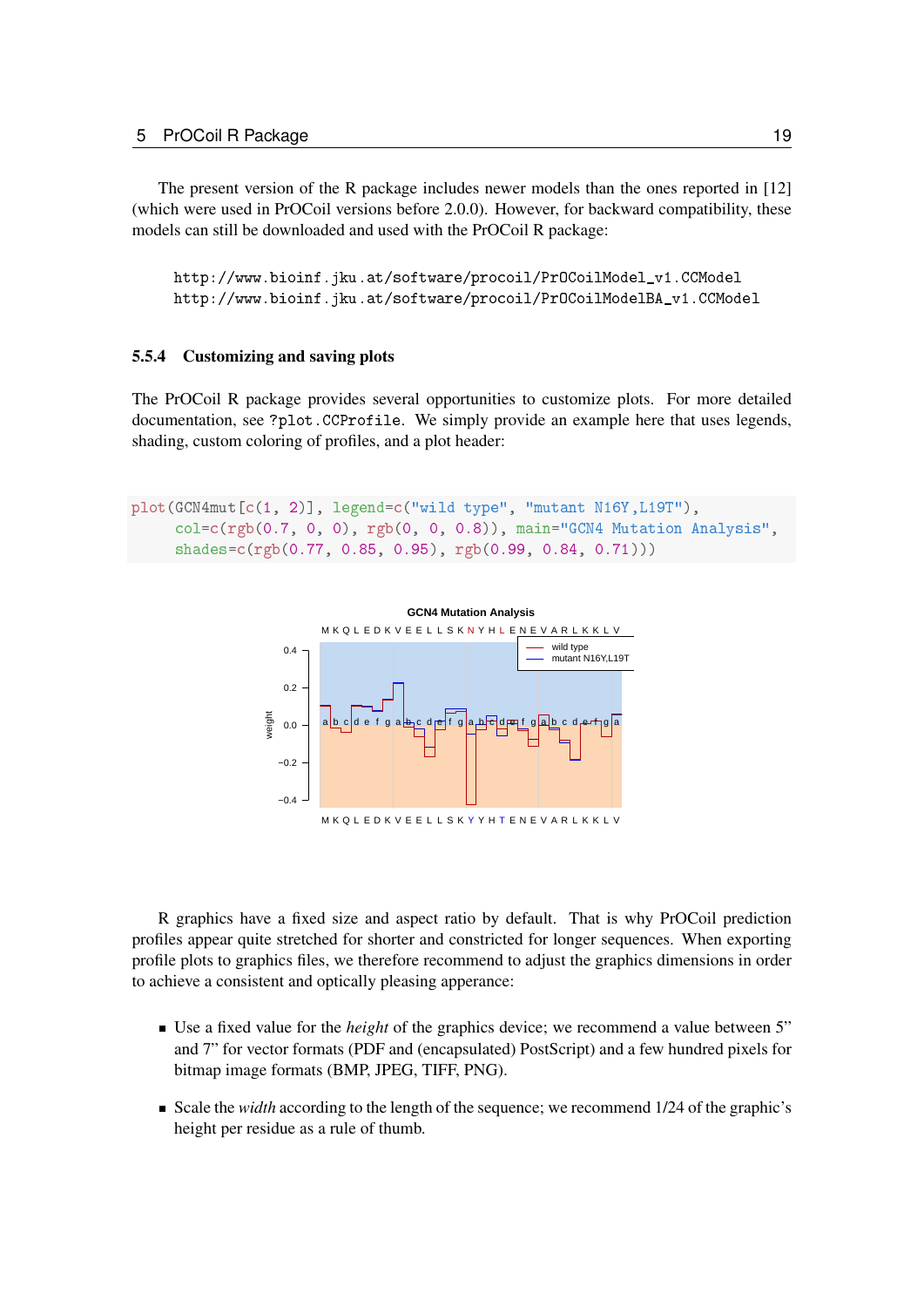The present version of the R package includes newer models than the ones reported in [12] (which were used in PrOCoil versions before 2.0.0). However, for backward compatibility, these models can still be downloaded and used with the PrOCoil R package:

```
http://www.bioinf.jku.at/software/procoil/PrOCoilModel_v1.CCModel
http://www.bioinf.jku.at/software/procoil/PrOCoilModelBA_v1.CCModel
```

### 5.5.4 Customizing and saving plots

The PrOCoil R package provides several opportunities to customize plots. For more detailed documentation, see `?plot.CCProfile`. We simply provide an example here that uses legends, shading, custom coloring of profiles, and a plot header:

```
plot(GCN4mut[c(1, 2)], legend=c("wild type", "mutant N16Y,L19T"),
     col=c(rgb(0.7, 0, 0), rgb(0, 0, 0.8)), main="GCN4 Mutation Analysis",
     shades=c(rgb(0.77, 0.85, 0.95), rgb(0.99, 0.84, 0.71)))
```

R graphics have a fixed size and aspect ratio by default. That is why PrOCoil prediction profiles appear quite stretched for shorter and constricted for longer sequences. When exporting profile plots to graphics files, we therefore recommend to adjust the graphics dimensions in order to achieve a consistent and optically pleasing apperance:

- Use a fixed value for the *height* of the graphics device; we recommend a value between 5" and 7" for vector formats (PDF and (encapsulated) PostScript) and a few hundred pixels for bitmap image formats (BMP, JPEG, TIFF, PNG).
- Scale the *width* according to the length of the sequence; we recommend 1/24 of the graphic's height per residue as a rule of thumb.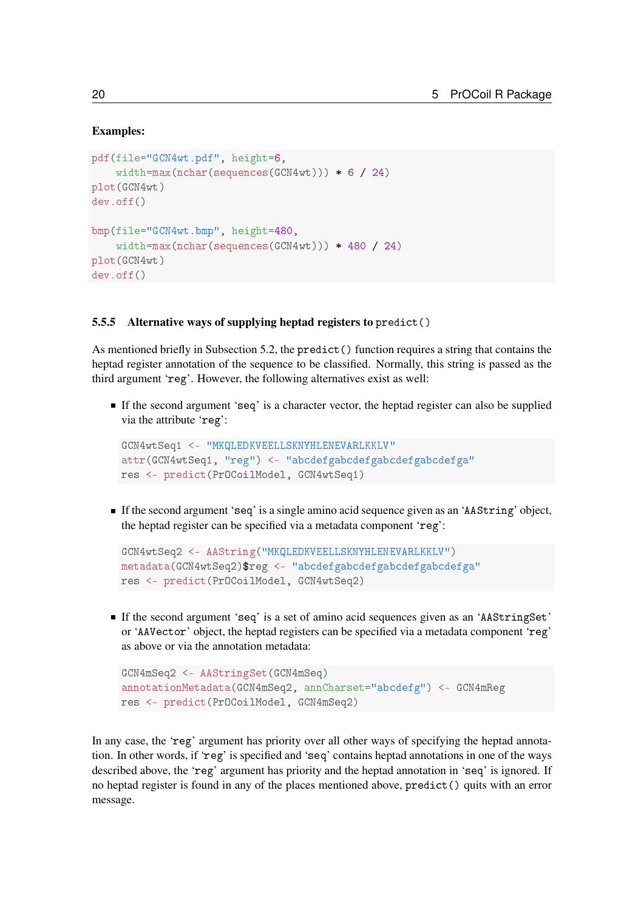**Examples:**

```
pdf(file="GCN4wt.pdf", height=6,
    width=max(nchar(sequences(GCN4wt))) * 6 / 24)
plot(GCN4wt)
dev.off()

bmp(file="GCN4wt.bmp", height=480,
    width=max(nchar(sequences(GCN4wt))) * 480 / 24)
plot(GCN4wt)
dev.off()
```

### 5.5.5 Alternative ways of supplying heptad registers to `predict()`

As mentioned briefly in Subsection 5.2, the `predict()` function requires a string that contains the heptad register annotation of the sequence to be classified. Normally, this string is passed as the third argument '`reg`'. However, the following alternatives exist as well:

- If the second argument '`seq`' is a character vector, the heptad register can also be supplied via the attribute '`reg`':

  ```
  GCN4wtSeq1 <- "MKQLEDKVEELLSKNYHLENEVARLKKLV"
  attr(GCN4wtSeq1, "reg") <- "abcdefgabcdefgabcdefgabcdefga"
  res <- predict(PrOCoilModel, GCN4wtSeq1)
  ```

- If the second argument '`seq`' is a single amino acid sequence given as an '`AAString`' object, the heptad register can be specified via a metadata component '`reg`':

  ```
  GCN4wtSeq2 <- AAString("MKQLEDKVEELLSKNYHLENEVARLKKLV")
  metadata(GCN4wtSeq2)$reg <- "abcdefgabcdefgabcdefgabcdefga"
  res <- predict(PrOCoilModel, GCN4wtSeq2)
  ```

- If the second argument '`seq`' is a set of amino acid sequences given as an '`AAStringSet`' or '`AAVector`' object, the heptad registers can be specified via a metadata component '`reg`' as above or via the annotation metadata:

  ```
  GCN4mSeq2 <- AAStringSet(GCN4mSeq)
  annotationMetadata(GCN4mSeq2, annCharset="abcdefg") <- GCN4mReg
  res <- predict(PrOCoilModel, GCN4mSeq2)
  ```

In any case, the '`reg`' argument has priority over all other ways of specifying the heptad annotation. In other words, if '`reg`' is specified and '`seq`' contains heptad annotations in one of the ways described above, the '`reg`' argument has priority and the heptad annotation in '`seq`' is ignored. If no heptad register is found in any of the places mentioned above, `predict()` quits with an error message.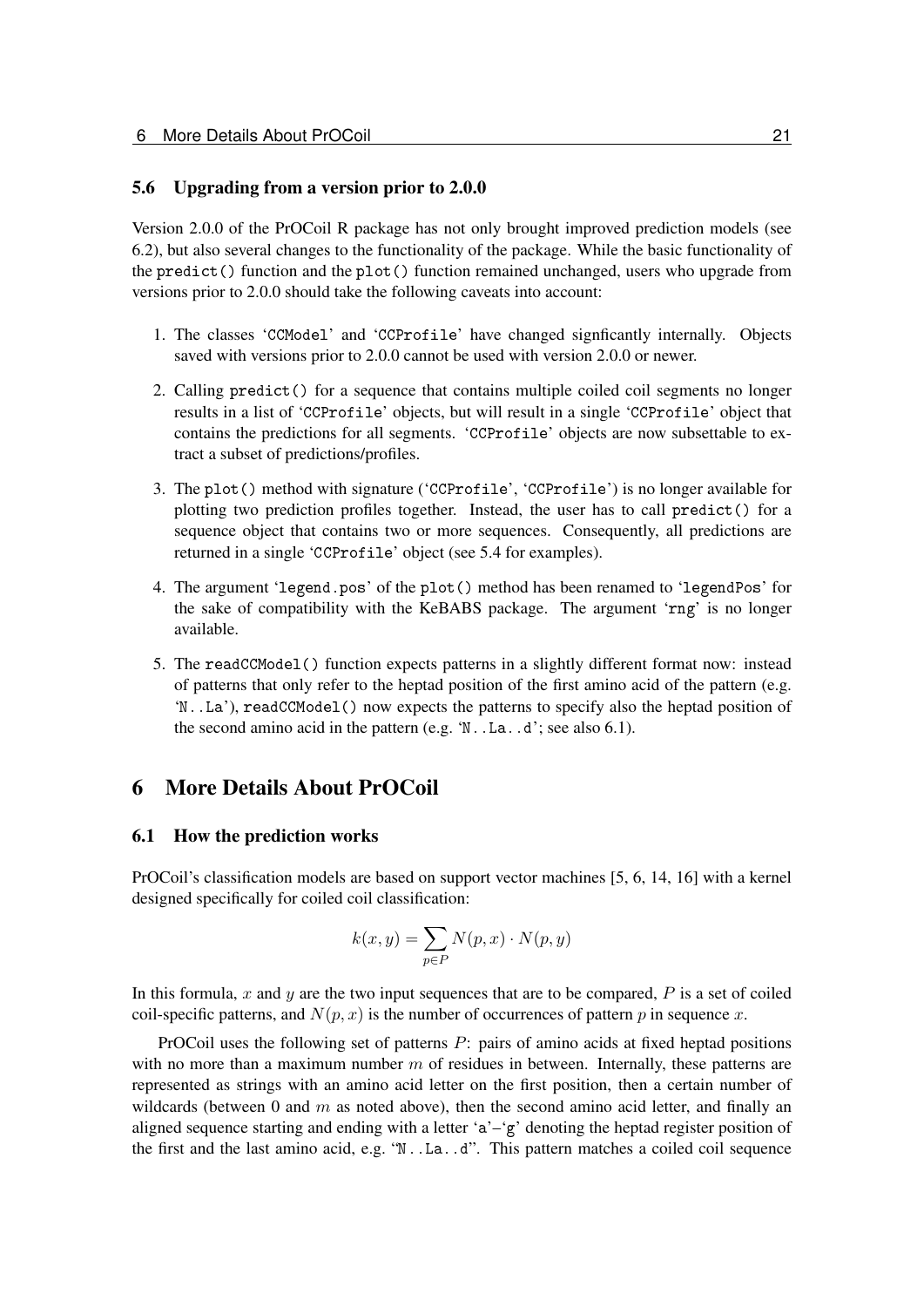### 5.6 Upgrading from a version prior to 2.0.0

Version 2.0.0 of the PrOCoil R package has not only brought improved prediction models (see 6.2), but also several changes to the functionality of the package. While the basic functionality of the `predict()` function and the `plot()` function remained unchanged, users who upgrade from versions prior to 2.0.0 should take the following caveats into account:

1. The classes '`CCModel`' and '`CCProfile`' have changed signficantly internally. Objects saved with versions prior to 2.0.0 cannot be used with version 2.0.0 or newer.
2. Calling `predict()` for a sequence that contains multiple coiled coil segments no longer results in a list of '`CCProfile`' objects, but will result in a single '`CCProfile`' object that contains the predictions for all segments. '`CCProfile`' objects are now subsettable to extract a subset of predictions/profiles.
3. The `plot()` method with signature ('`CCProfile`', '`CCProfile`') is no longer available for plotting two prediction profiles together. Instead, the user has to call `predict()` for a sequence object that contains two or more sequences. Consequently, all predictions are returned in a single '`CCProfile`' object (see 5.4 for examples).
4. The argument '`legend.pos`' of the `plot()` method has been renamed to '`legendPos`' for the sake of compatibility with the KeBABS package. The argument '`rng`' is no longer available.
5. The `readCCModel()` function expects patterns in a slightly different format now: instead of patterns that only refer to the heptad position of the first amino acid of the pattern (e.g. '`N..La`'), `readCCModel()` now expects the patterns to specify also the heptad position of the second amino acid in the pattern (e.g. '`N..La..d`'; see also 6.1).

## 6 More Details About PrOCoil

### 6.1 How the prediction works

PrOCoil's classification models are based on support vector machines [5, 6, 14, 16] with a kernel designed specifically for coiled coil classification:

$$k(x, y) = \sum_{p \in P} N(p, x) \cdot N(p, y)$$

In this formula, $x$ and $y$ are the two input sequences that are to be compared, $P$ is a set of coiled coil-specific patterns, and $N(p, x)$ is the number of occurrences of pattern $p$ in sequence $x$.

PrOCoil uses the following set of patterns $P$: pairs of amino acids at fixed heptad positions with no more than a maximum number $m$ of residues in between. Internally, these patterns are represented as strings with an amino acid letter on the first position, then a certain number of wildcards (between 0 and $m$ as noted above), then the second amino acid letter, and finally an aligned sequence starting and ending with a letter '`a`'–'`g`' denoting the heptad register position of the first and the last amino acid, e.g. "`N..La..d`". This pattern matches a coiled coil sequence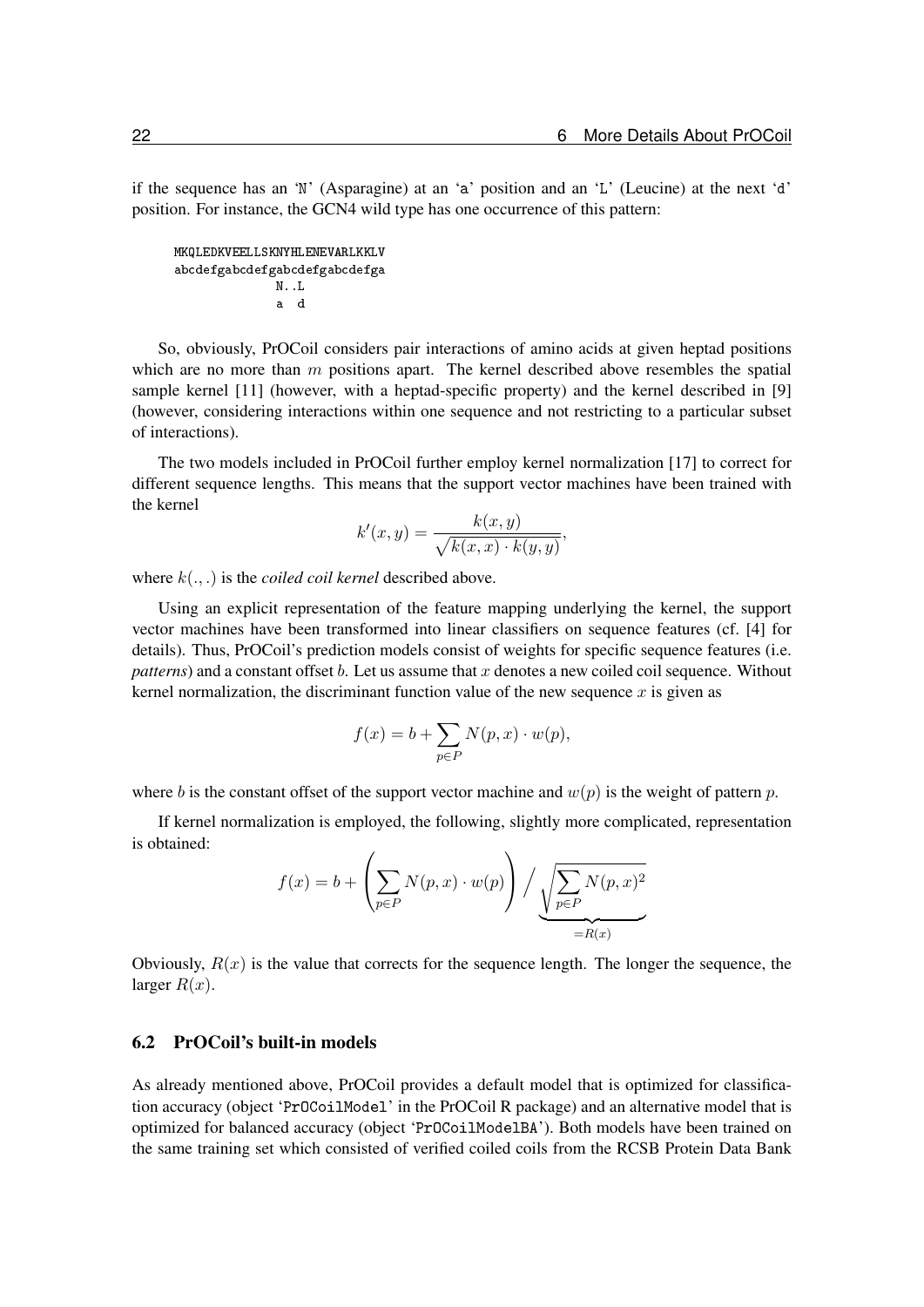if the sequence has an 'N' (Asparagine) at an 'a' position and an 'L' (Leucine) at the next 'd' position. For instance, the GCN4 wild type has one occurrence of this pattern:

```
MKQLEDKVEELLSKNYHLENEVARLKKLV
abcdefgabcdefgabcdefgabcdefga
              N..L
              a  d
```

So, obviously, PrOCoil considers pair interactions of amino acids at given heptad positions which are no more than $m$ positions apart. The kernel described above resembles the spatial sample kernel [11] (however, with a heptad-specific property) and the kernel described in [9] (however, considering interactions within one sequence and not restricting to a particular subset of interactions).

The two models included in PrOCoil further employ kernel normalization [17] to correct for different sequence lengths. This means that the support vector machines have been trained with the kernel

$$k'(x,y) = \frac{k(x,y)}{\sqrt{k(x,x) \cdot k(y,y)}},$$

where $k(.,.)$ is the *coiled coil kernel* described above.

Using an explicit representation of the feature mapping underlying the kernel, the support vector machines have been transformed into linear classifiers on sequence features (cf. [4] for details). Thus, PrOCoil's prediction models consist of weights for specific sequence features (i.e. *patterns*) and a constant offset $b$. Let us assume that $x$ denotes a new coiled coil sequence. Without kernel normalization, the discriminant function value of the new sequence $x$ is given as

$$f(x) = b + \sum_{p \in P} N(p,x) \cdot w(p),$$

where $b$ is the constant offset of the support vector machine and $w(p)$ is the weight of pattern $p$.

If kernel normalization is employed, the following, slightly more complicated, representation is obtained:

$$f(x) = b + \left( \sum_{p \in P} N(p,x) \cdot w(p) \right) \Big/ \underbrace{\sqrt{\sum_{p \in P} N(p,x)^2}}_{=R(x)}$$

Obviously, $R(x)$ is the value that corrects for the sequence length. The longer the sequence, the larger $R(x)$.

## 6.2 PrOCoil's built-in models

As already mentioned above, PrOCoil provides a default model that is optimized for classification accuracy (object 'PrOCoilModel' in the PrOCoil R package) and an alternative model that is optimized for balanced accuracy (object 'PrOCoilModelBA'). Both models have been trained on the same training set which consisted of verified coiled coils from the RCSB Protein Data Bank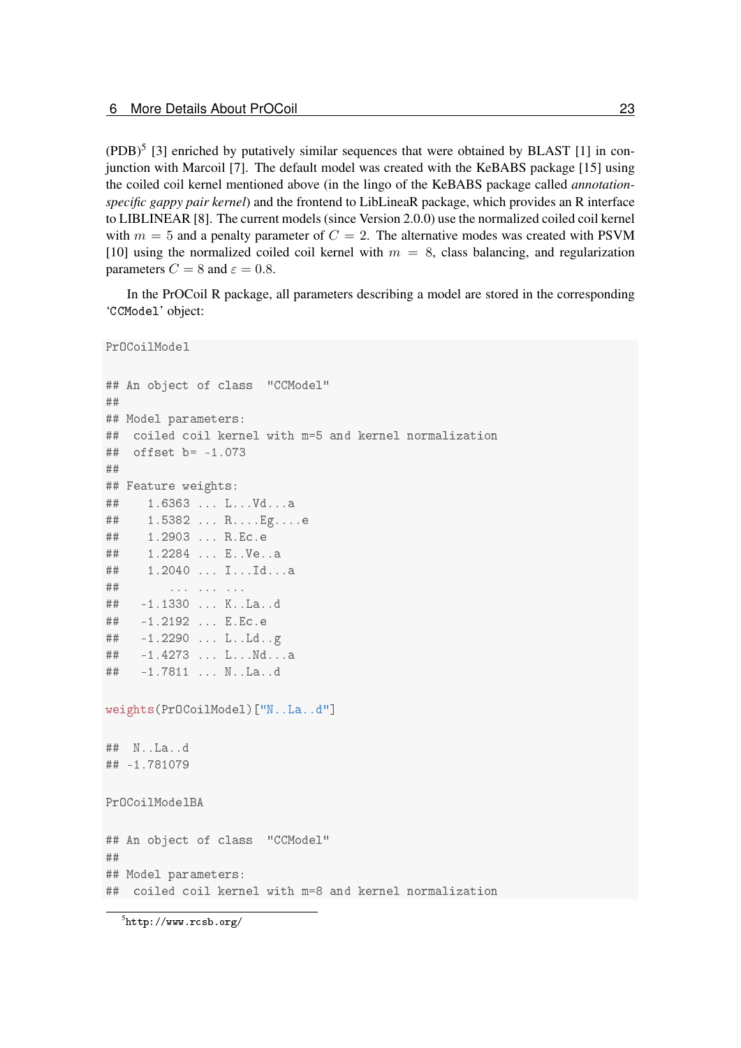(PDB)[5] [3] enriched by putatively similar sequences that were obtained by BLAST [1] in conjunction with Marcoil [7]. The default model was created with the KeBABS package [15] using the coiled coil kernel mentioned above (in the lingo of the KeBABS package called *annotation-specific gappy pair kernel*) and the frontend to LibLineaR package, which provides an R interface to LIBLINEAR [8]. The current models (since Version 2.0.0) use the normalized coiled coil kernel with $m = 5$ and a penalty parameter of $C = 2$. The alternative modes was created with PSVM [10] using the normalized coiled coil kernel with $m = 8$, class balancing, and regularization parameters $C = 8$ and $\varepsilon = 0.8$.

In the PrOCoil R package, all parameters describing a model are stored in the corresponding 'CCModel' object:

```
PrOCoilModel

## An object of class  "CCModel"
##
## Model parameters:
##  coiled coil kernel with m=5 and kernel normalization
##  offset b= -1.073
##
## Feature weights:
##    1.6363 ... L...Vd...a
##    1.5382 ... R....Eg....e
##    1.2903 ... R.Ec.e
##    1.2284 ... E..Ve..a
##    1.2040 ... I...Id...a
##       ... ... ...
##   -1.1330 ... K..La..d
##   -1.2192 ... E.Ec.e
##   -1.2290 ... L..Ld..g
##   -1.4273 ... L...Nd...a
##   -1.7811 ... N..La..d

weights(PrOCoilModel)["N..La..d"]

##  N..La..d
## -1.781079

PrOCoilModelBA

## An object of class  "CCModel"
##
## Model parameters:
##  coiled coil kernel with m=8 and kernel normalization
```

[5] http://www.rcsb.org/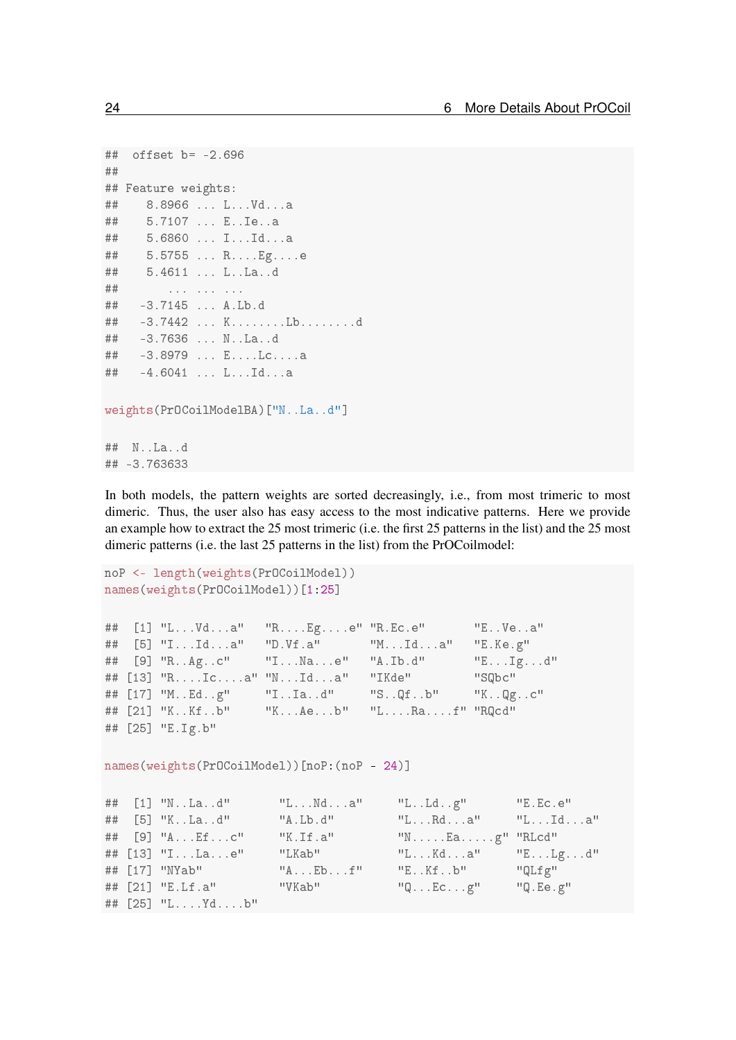```
##  offset b= -2.696
##
## Feature weights:
##     8.8966 ... L...Vd...a
##     5.7107 ... E..Ie..a
##     5.6860 ... I...Id...a
##     5.5755 ... R....Eg....e
##     5.4611 ... L..La..d
##        ... ... ...
##    -3.7145 ... A.Lb.d
##    -3.7442 ... K........Lb........d
##    -3.7636 ... N..La..d
##    -3.8979 ... E....Lc....a
##    -4.6041 ... L...Id...a
```

```
weights(PrOCoilModelBA)["N..La..d"]
```

```
##  N..La..d
## -3.763633
```

In both models, the pattern weights are sorted decreasingly, i.e., from most trimeric to most dimeric. Thus, the user also has easy access to the most indicative patterns. Here we provide an example how to extract the 25 most trimeric (i.e. the first 25 patterns in the list) and the 25 most dimeric patterns (i.e. the last 25 patterns in the list) from the PrOCoilmodel:

```
noP <- length(weights(PrOCoilModel))
names(weights(PrOCoilModel))[1:25]
```

```
##  [1] "L...Vd...a"   "R....Eg....e" "R.Ec.e"       "E..Ve..a"
##  [5] "I...Id...a"   "D.Vf.a"       "M...Id...a"   "E.Ke.g"
##  [9] "R..Ag..c"     "I...Na...e"   "A.Ib.d"       "E...Ig...d"
## [13] "R....Ic....a" "N...Id...a"   "IKde"         "SQbc"
## [17] "M..Ed..g"     "I..Ia..d"     "S..Qf..b"     "K..Qg..c"
## [21] "K..Kf..b"     "K...Ae...b"   "L....Ra....f" "RQcd"
## [25] "E.Ig.b"
```

```
names(weights(PrOCoilModel))[noP:(noP - 24)]
```

```
##  [1] "N..La..d"       "L...Nd...a"     "L..Ld..g"       "E.Ec.e"
##  [5] "K..La..d"       "A.Lb.d"         "L...Rd...a"     "L...Id...a"
##  [9] "A...Ef...c"     "K.If.a"         "N.....Ea.....g" "RLcd"
## [13] "I...La...e"     "LKab"           "L...Kd...a"     "E...Lg...d"
## [17] "NYab"           "A...Eb...f"     "E..Kf..b"       "QLfg"
## [21] "E.Lf.a"         "VKab"           "Q...Ec...g"     "Q.Ee.g"
## [25] "L....Yd....b"
```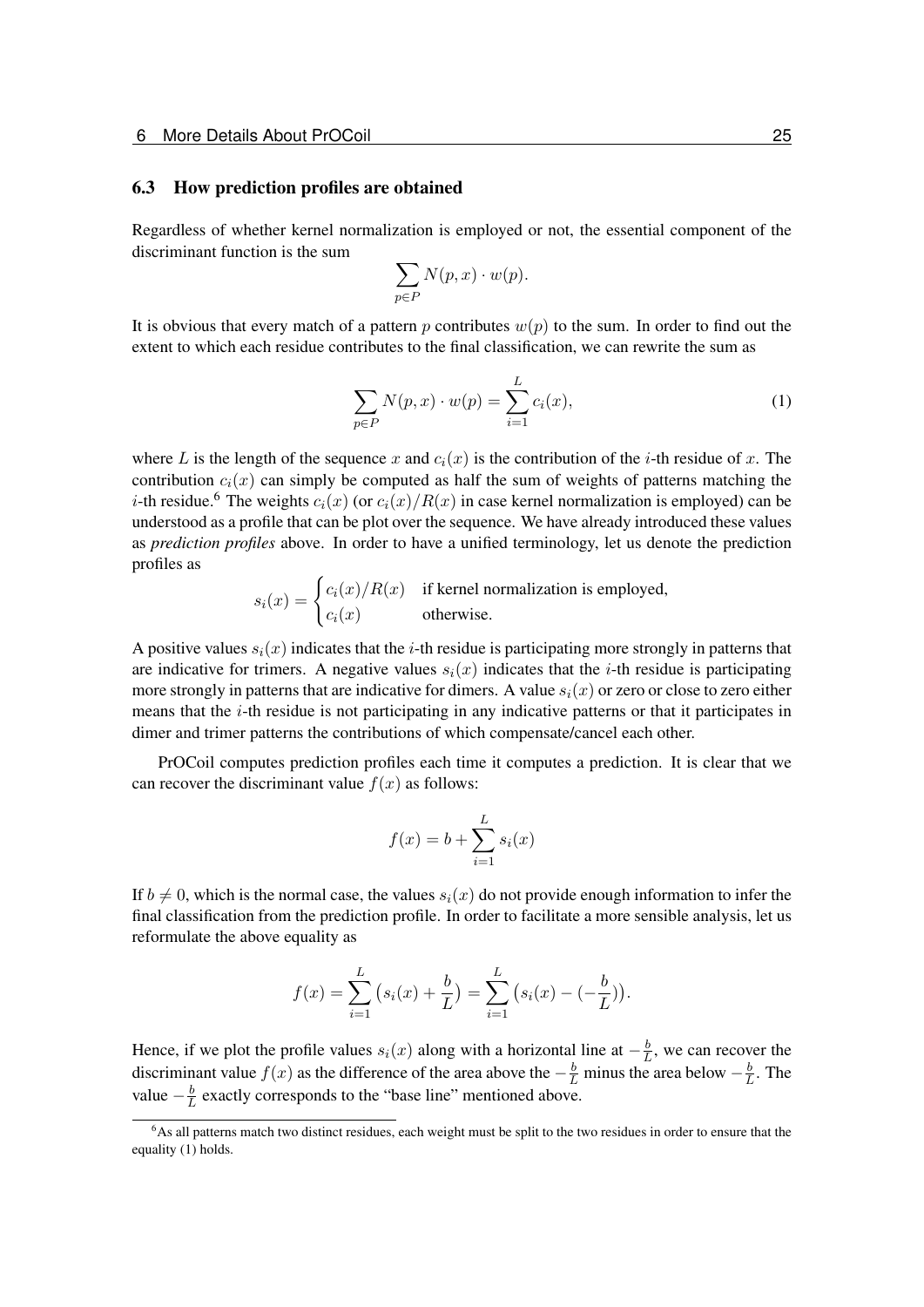## 6.3 How prediction profiles are obtained

Regardless of whether kernel normalization is employed or not, the essential component of the discriminant function is the sum

$$\sum_{p \in P} N(p,x) \cdot w(p).$$

It is obvious that every match of a pattern $p$ contributes $w(p)$ to the sum. In order to find out the extent to which each residue contributes to the final classification, we can rewrite the sum as

$$\sum_{p \in P} N(p,x) \cdot w(p) = \sum_{i=1}^{L} c_i(x), \tag{1}$$

where $L$ is the length of the sequence $x$ and $c_i(x)$ is the contribution of the $i$-th residue of $x$. The contribution $c_i(x)$ can simply be computed as half the sum of weights of patterns matching the $i$-th residue.[6] The weights $c_i(x)$ (or $c_i(x)/R(x)$ in case kernel normalization is employed) can be understood as a profile that can be plot over the sequence. We have already introduced these values as *prediction profiles* above. In order to have a unified terminology, let us denote the prediction profiles as

$$s_i(x) = \begin{cases} c_i(x)/R(x) & \text{if kernel normalization is employed,} \\ c_i(x) & \text{otherwise.} \end{cases}$$

A positive values $s_i(x)$ indicates that the $i$-th residue is participating more strongly in patterns that are indicative for trimers. A negative values $s_i(x)$ indicates that the $i$-th residue is participating more strongly in patterns that are indicative for dimers. A value $s_i(x)$ or zero or close to zero either means that the $i$-th residue is not participating in any indicative patterns or that it participates in dimer and trimer patterns the contributions of which compensate/cancel each other.

PrOCoil computes prediction profiles each time it computes a prediction. It is clear that we can recover the discriminant value $f(x)$ as follows:

$$f(x) = b + \sum_{i=1}^{L} s_i(x)$$

If $b \neq 0$, which is the normal case, the values $s_i(x)$ do not provide enough information to infer the final classification from the prediction profile. In order to facilitate a more sensible analysis, let us reformulate the above equality as

$$f(x) = \sum_{i=1}^{L} \big(s_i(x) + \frac{b}{L}\big) = \sum_{i=1}^{L} \big(s_i(x) - (-\frac{b}{L})\big).$$

Hence, if we plot the profile values $s_i(x)$ along with a horizontal line at $-\frac{b}{L}$, we can recover the discriminant value $f(x)$ as the difference of the area above the $-\frac{b}{L}$ minus the area below $-\frac{b}{L}$. The value $-\frac{b}{L}$ exactly corresponds to the "base line" mentioned above.

[6] As all patterns match two distinct residues, each weight must be split to the two residues in order to ensure that the equality (1) holds.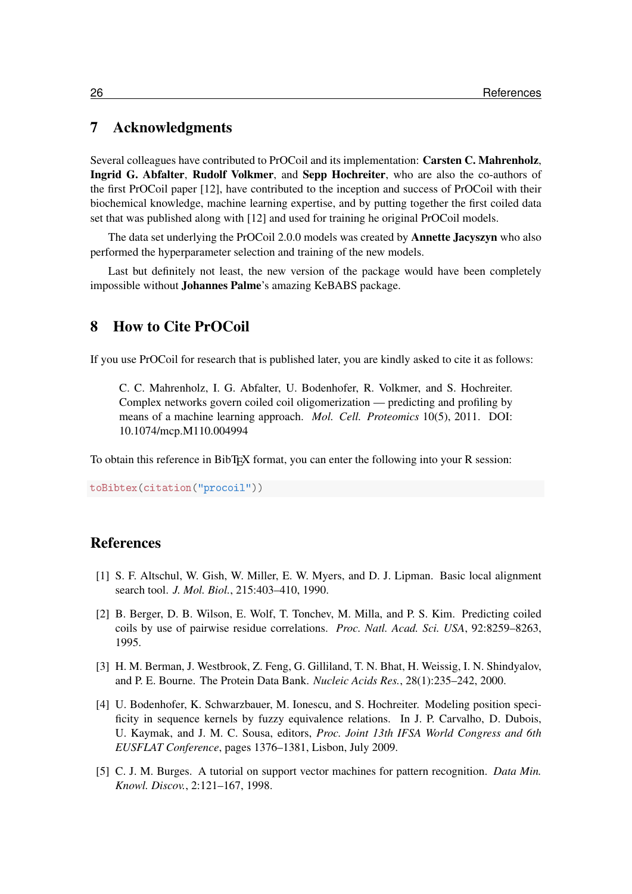## 7 Acknowledgments

Several colleagues have contributed to PrOCoil and its implementation: **Carsten C. Mahrenholz**, **Ingrid G. Abfalter**, **Rudolf Volkmer**, and **Sepp Hochreiter**, who are also the co-authors of the first PrOCoil paper [12], have contributed to the inception and success of PrOCoil with their biochemical knowledge, machine learning expertise, and by putting together the first coiled data set that was published along with [12] and used for training he original PrOCoil models.

The data set underlying the PrOCoil 2.0.0 models was created by **Annette Jacyszyn** who also performed the hyperparameter selection and training of the new models.

Last but definitely not least, the new version of the package would have been completely impossible without **Johannes Palme**'s amazing KeBABS package.

## 8 How to Cite PrOCoil

If you use PrOCoil for research that is published later, you are kindly asked to cite it as follows:

> C. C. Mahrenholz, I. G. Abfalter, U. Bodenhofer, R. Volkmer, and S. Hochreiter. Complex networks govern coiled coil oligomerization — predicting and profiling by means of a machine learning approach. *Mol. Cell. Proteomics* 10(5), 2011. DOI: 10.1074/mcp.M110.004994

To obtain this reference in BibTEX format, you can enter the following into your R session:

```
toBibtex(citation("procoil"))
```

## References

[1] S. F. Altschul, W. Gish, W. Miller, E. W. Myers, and D. J. Lipman. Basic local alignment search tool. *J. Mol. Biol.*, 215:403–410, 1990.

[2] B. Berger, D. B. Wilson, E. Wolf, T. Tonchev, M. Milla, and P. S. Kim. Predicting coiled coils by use of pairwise residue correlations. *Proc. Natl. Acad. Sci. USA*, 92:8259–8263, 1995.

[3] H. M. Berman, J. Westbrook, Z. Feng, G. Gilliland, T. N. Bhat, H. Weissig, I. N. Shindyalov, and P. E. Bourne. The Protein Data Bank. *Nucleic Acids Res.*, 28(1):235–242, 2000.

[4] U. Bodenhofer, K. Schwarzbauer, M. Ionescu, and S. Hochreiter. Modeling position specificity in sequence kernels by fuzzy equivalence relations. In J. P. Carvalho, D. Dubois, U. Kaymak, and J. M. C. Sousa, editors, *Proc. Joint 13th IFSA World Congress and 6th EUSFLAT Conference*, pages 1376–1381, Lisbon, July 2009.

[5] C. J. M. Burges. A tutorial on support vector machines for pattern recognition. *Data Min. Knowl. Discov.*, 2:121–167, 1998.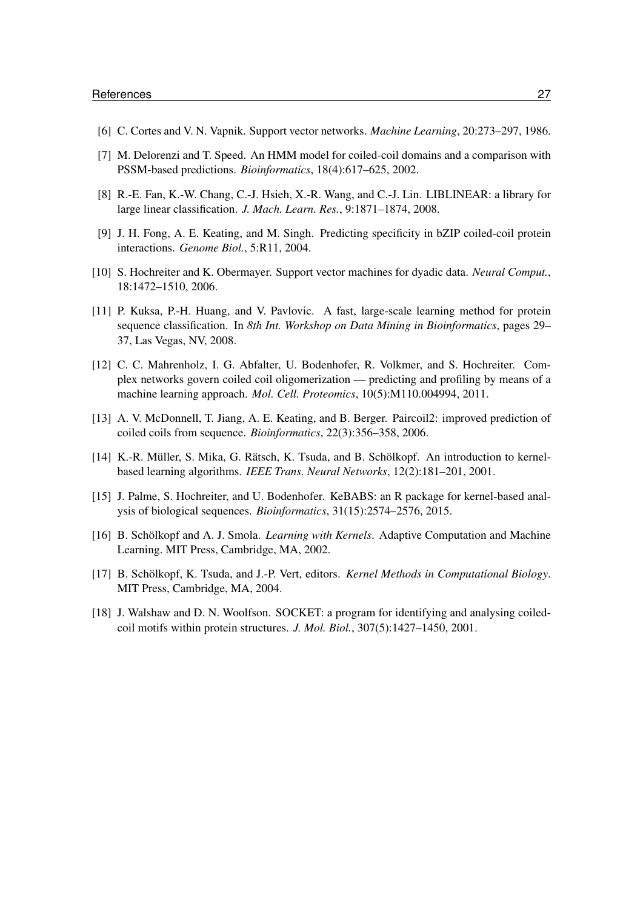[6] C. Cortes and V. N. Vapnik. Support vector networks. *Machine Learning*, 20:273–297, 1986.

[7] M. Delorenzi and T. Speed. An HMM model for coiled-coil domains and a comparison with PSSM-based predictions. *Bioinformatics*, 18(4):617–625, 2002.

[8] R.-E. Fan, K.-W. Chang, C.-J. Hsieh, X.-R. Wang, and C.-J. Lin. LIBLINEAR: a library for large linear classification. *J. Mach. Learn. Res.*, 9:1871–1874, 2008.

[9] J. H. Fong, A. E. Keating, and M. Singh. Predicting specificity in bZIP coiled-coil protein interactions. *Genome Biol.*, 5:R11, 2004.

[10] S. Hochreiter and K. Obermayer. Support vector machines for dyadic data. *Neural Comput.*, 18:1472–1510, 2006.

[11] P. Kuksa, P.-H. Huang, and V. Pavlovic. A fast, large-scale learning method for protein sequence classification. In *8th Int. Workshop on Data Mining in Bioinformatics*, pages 29–37, Las Vegas, NV, 2008.

[12] C. C. Mahrenholz, I. G. Abfalter, U. Bodenhofer, R. Volkmer, and S. Hochreiter. Complex networks govern coiled coil oligomerization — predicting and profiling by means of a machine learning approach. *Mol. Cell. Proteomics*, 10(5):M110.004994, 2011.

[13] A. V. McDonnell, T. Jiang, A. E. Keating, and B. Berger. Paircoil2: improved prediction of coiled coils from sequence. *Bioinformatics*, 22(3):356–358, 2006.

[14] K.-R. Müller, S. Mika, G. Rätsch, K. Tsuda, and B. Schölkopf. An introduction to kernel-based learning algorithms. *IEEE Trans. Neural Networks*, 12(2):181–201, 2001.

[15] J. Palme, S. Hochreiter, and U. Bodenhofer. KeBABS: an R package for kernel-based analysis of biological sequences. *Bioinformatics*, 31(15):2574–2576, 2015.

[16] B. Schölkopf and A. J. Smola. *Learning with Kernels*. Adaptive Computation and Machine Learning. MIT Press, Cambridge, MA, 2002.

[17] B. Schölkopf, K. Tsuda, and J.-P. Vert, editors. *Kernel Methods in Computational Biology*. MIT Press, Cambridge, MA, 2004.

[18] J. Walshaw and D. N. Woolfson. SOCKET: a program for identifying and analysing coiled-coil motifs within protein structures. *J. Mol. Biol.*, 307(5):1427–1450, 2001.